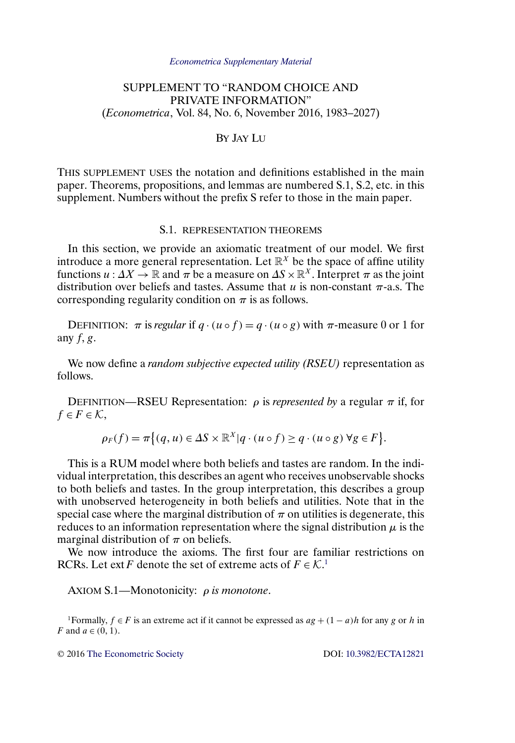*Econometrica Supplementary Material*

# SUPPLEMENT TO "RANDOM CHOICE AND PRIVATE INFORMATION"
(*Econometrica*, Vol. 84, No. 6, November 2016, 1983–2027)

BY JAY LU

THIS SUPPLEMENT USES the notation and definitions established in the main paper. Theorems, propositions, and lemmas are numbered S.1, S.2, etc. in this supplement. Numbers without the prefix S refer to those in the main paper.

## S.1. REPRESENTATION THEOREMS

In this section, we provide an axiomatic treatment of our model. We first introduce a more general representation. Let $\mathbb{R}^X$ be the space of affine utility functions $u : \Delta X \to \mathbb{R}$ and $\pi$ be a measure on $\Delta S \times \mathbb{R}^X$. Interpret $\pi$ as the joint distribution over beliefs and tastes. Assume that $u$ is non-constant $\pi$-a.s. The corresponding regularity condition on $\pi$ is as follows.

DEFINITION: $\pi$ is *regular* if $q \cdot (u \circ f) = q \cdot (u \circ g)$ with $\pi$-measure 0 or 1 for any $f$, $g$.

We now define a *random subjective expected utility (RSEU)* representation as follows.

DEFINITION—RSEU Representation: $\rho$ is *represented by* a regular $\pi$ if, for $f \in F \in \mathcal{K}$,

$$\rho_F(f) = \pi\{(q, u) \in \Delta S \times \mathbb{R}^X | q \cdot (u \circ f) \geq q \cdot (u \circ g)\ \forall g \in F\}.$$

This is a RUM model where both beliefs and tastes are random. In the individual interpretation, this describes an agent who receives unobservable shocks to both beliefs and tastes. In the group interpretation, this describes a group with unobserved heterogeneity in both beliefs and utilities. Note that in the special case where the marginal distribution of $\pi$ on utilities is degenerate, this reduces to an information representation where the signal distribution $\mu$ is the marginal distribution of $\pi$ on beliefs.

We now introduce the axioms. The first four are familiar restrictions on RCRs. Let $\operatorname{ext} F$ denote the set of extreme acts of $F \in \mathcal{K}$.[1]

AXIOM S.1—Monotonicity: *$\rho$ is monotone*.

[1]Formally, $f \in F$ is an extreme act if it cannot be expressed as $ag + (1 - a)h$ for any $g$ or $h$ in $F$ and $a \in (0, 1)$.

© 2016 The Econometric Society DOI: 10.3982/ECTA12821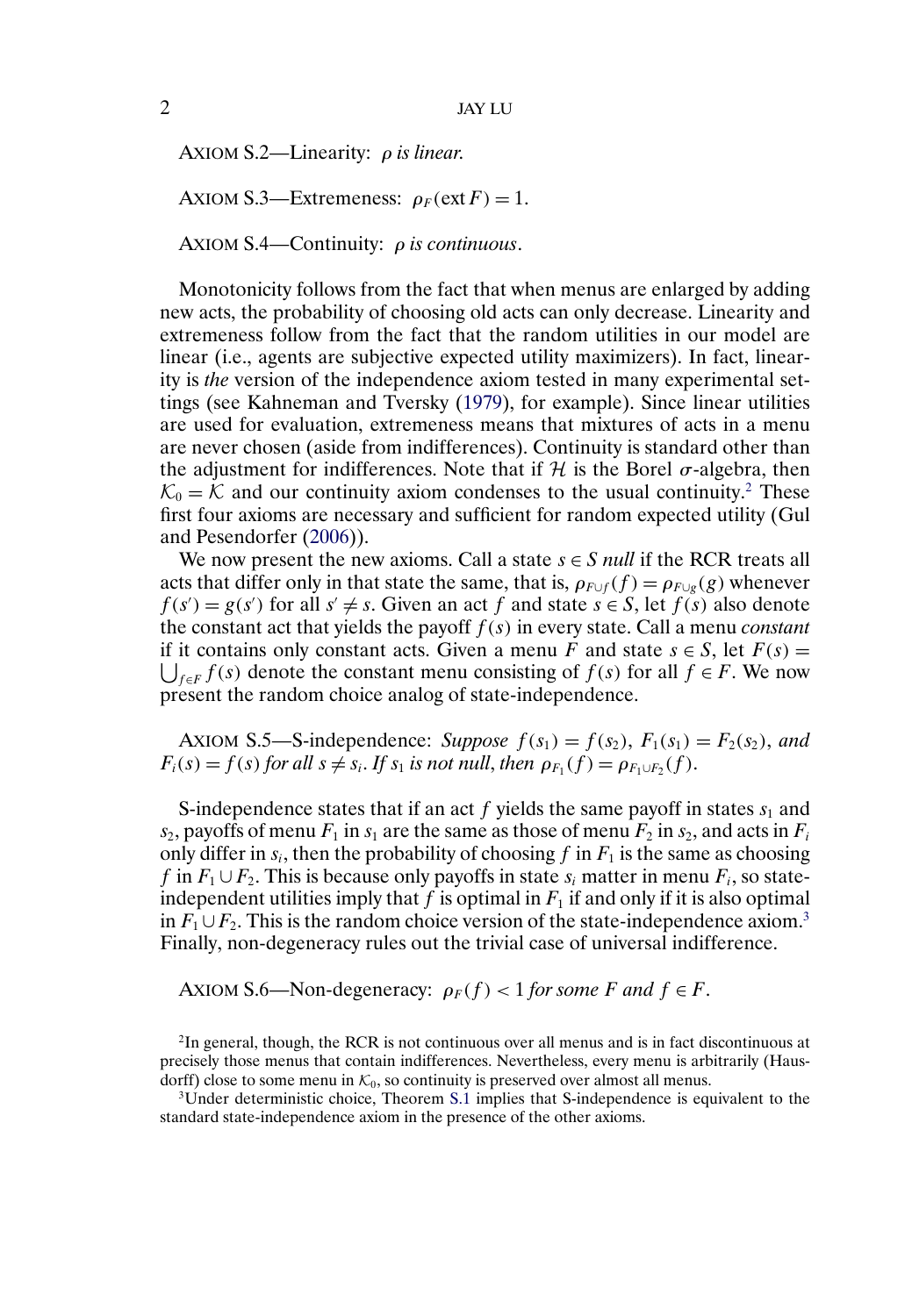AXIOM S.2—Linearity: *$\rho$ is linear.*

AXIOM S.3—Extremeness: $\rho_F(\text{ext}\, F) = 1$.

AXIOM S.4—Continuity: *$\rho$ is continuous*.

Monotonicity follows from the fact that when menus are enlarged by adding new acts, the probability of choosing old acts can only decrease. Linearity and extremeness follow from the fact that the random utilities in our model are linear (i.e., agents are subjective expected utility maximizers). In fact, linearity is *the* version of the independence axiom tested in many experimental settings (see Kahneman and Tversky (1979), for example). Since linear utilities are used for evaluation, extremeness means that mixtures of acts in a menu are never chosen (aside from indifferences). Continuity is standard other than the adjustment for indifferences. Note that if $\mathcal{H}$ is the Borel $\sigma$-algebra, then $\mathcal{K}_0 = \mathcal{K}$ and our continuity axiom condenses to the usual continuity.[2] These first four axioms are necessary and sufficient for random expected utility (Gul and Pesendorfer (2006)).

We now present the new axioms. Call a state $s \in S$ *null* if the RCR treats all acts that differ only in that state the same, that is, $\rho_{F\cup f}(f) = \rho_{F\cup g}(g)$ whenever $f(s') = g(s')$ for all $s' \neq s$. Given an act $f$ and state $s \in S$, let $f(s)$ also denote the constant act that yields the payoff $f(s)$ in every state. Call a menu *constant* if it contains only constant acts. Given a menu $F$ and state $s \in S$, let $F(s) = \bigcup_{f\in F} f(s)$ denote the constant menu consisting of $f(s)$ for all $f \in F$. We now present the random choice analog of state-independence.

AXIOM S.5—S-independence: *Suppose $f(s_1) = f(s_2)$, $F_1(s_1) = F_2(s_2)$, and $F_i(s) = f(s)$ for all $s \neq s_i$. If $s_1$ is not null, then $\rho_{F_1}(f) = \rho_{F_1\cup F_2}(f)$.*

S-independence states that if an act $f$ yields the same payoff in states $s_1$ and $s_2$, payoffs of menu $F_1$ in $s_1$ are the same as those of menu $F_2$ in $s_2$, and acts in $F_i$ only differ in $s_i$, then the probability of choosing $f$ in $F_1$ is the same as choosing $f$ in $F_1 \cup F_2$. This is because only payoffs in state $s_i$ matter in menu $F_i$, so state-independent utilities imply that $f$ is optimal in $F_1$ if and only if it is also optimal in $F_1 \cup F_2$. This is the random choice version of the state-independence axiom.[3] Finally, non-degeneracy rules out the trivial case of universal indifference.

AXIOM S.6—Non-degeneracy: *$\rho_F(f) < 1$ for some $F$ and $f \in F$.*

[2] In general, though, the RCR is not continuous over all menus and is in fact discontinuous at precisely those menus that contain indifferences. Nevertheless, every menu is arbitrarily (Hausdorff) close to some menu in $\mathcal{K}_0$, so continuity is preserved over almost all menus.

[3] Under deterministic choice, Theorem S.1 implies that S-independence is equivalent to the standard state-independence axiom in the presence of the other axioms.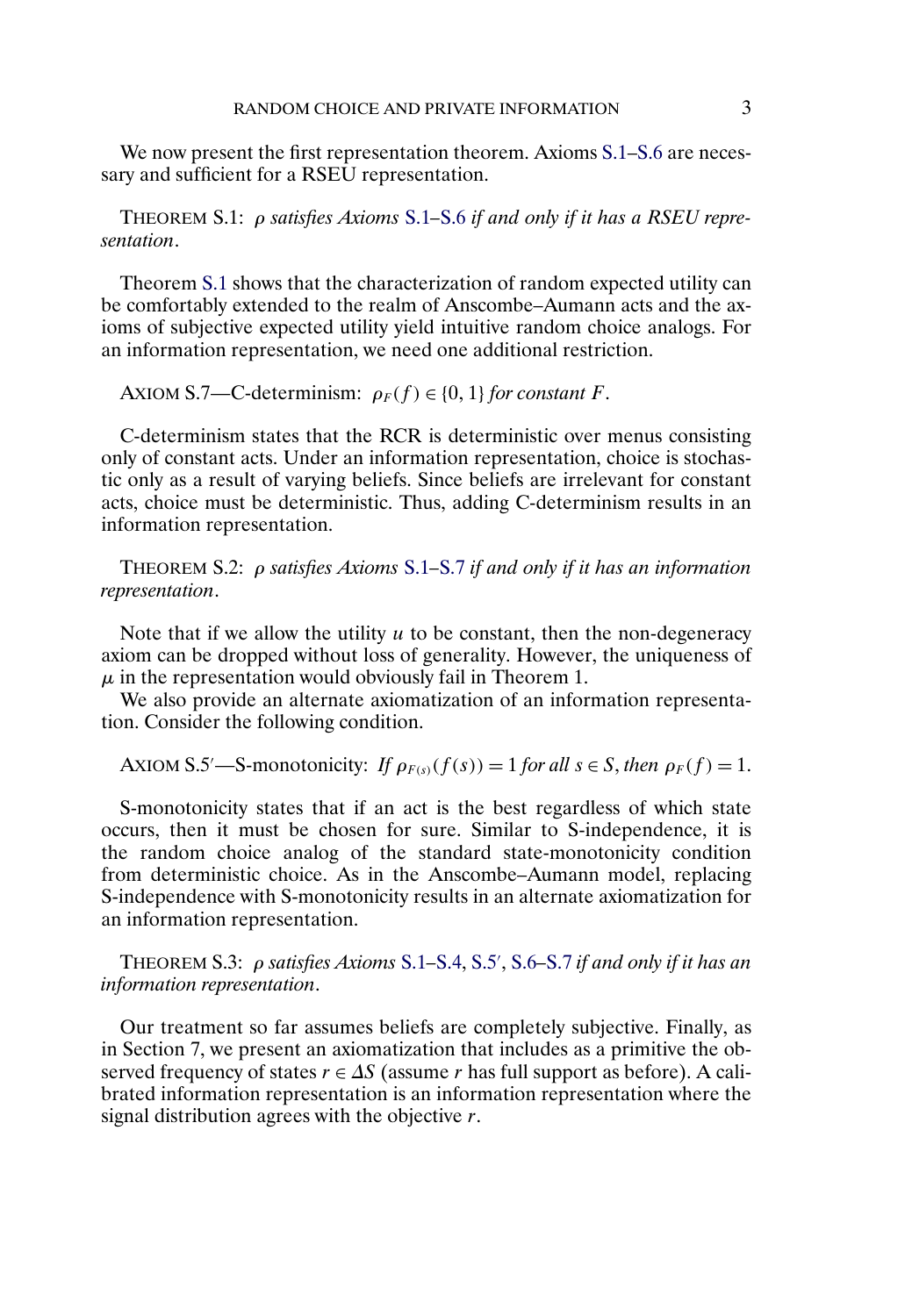We now present the first representation theorem. Axioms S.1–S.6 are necessary and sufficient for a RSEU representation.

THEOREM S.1: *$\rho$ satisfies Axioms S.1–S.6 if and only if it has a RSEU representation.*

Theorem S.1 shows that the characterization of random expected utility can be comfortably extended to the realm of Anscombe–Aumann acts and the axioms of subjective expected utility yield intuitive random choice analogs. For an information representation, we need one additional restriction.

AXIOM S.7—C-determinism: *$\rho_F(f) \in \{0, 1\}$ for constant $F$.*

C-determinism states that the RCR is deterministic over menus consisting only of constant acts. Under an information representation, choice is stochastic only as a result of varying beliefs. Since beliefs are irrelevant for constant acts, choice must be deterministic. Thus, adding C-determinism results in an information representation.

THEOREM S.2: *$\rho$ satisfies Axioms S.1–S.7 if and only if it has an information representation.*

Note that if we allow the utility $u$ to be constant, then the non-degeneracy axiom can be dropped without loss of generality. However, the uniqueness of $\mu$ in the representation would obviously fail in Theorem 1.

We also provide an alternate axiomatization of an information representation. Consider the following condition.

AXIOM S.5′—S-monotonicity: *If $\rho_{F(s)}(f(s)) = 1$ for all $s \in S$, then $\rho_F(f) = 1$.*

S-monotonicity states that if an act is the best regardless of which state occurs, then it must be chosen for sure. Similar to S-independence, it is the random choice analog of the standard state-monotonicity condition from deterministic choice. As in the Anscombe–Aumann model, replacing S-independence with S-monotonicity results in an alternate axiomatization for an information representation.

THEOREM S.3: *$\rho$ satisfies Axioms S.1–S.4, S.5′, S.6–S.7 if and only if it has an information representation.*

Our treatment so far assumes beliefs are completely subjective. Finally, as in Section 7, we present an axiomatization that includes as a primitive the observed frequency of states $r \in \Delta S$ (assume $r$ has full support as before). A calibrated information representation is an information representation where the signal distribution agrees with the objective $r$.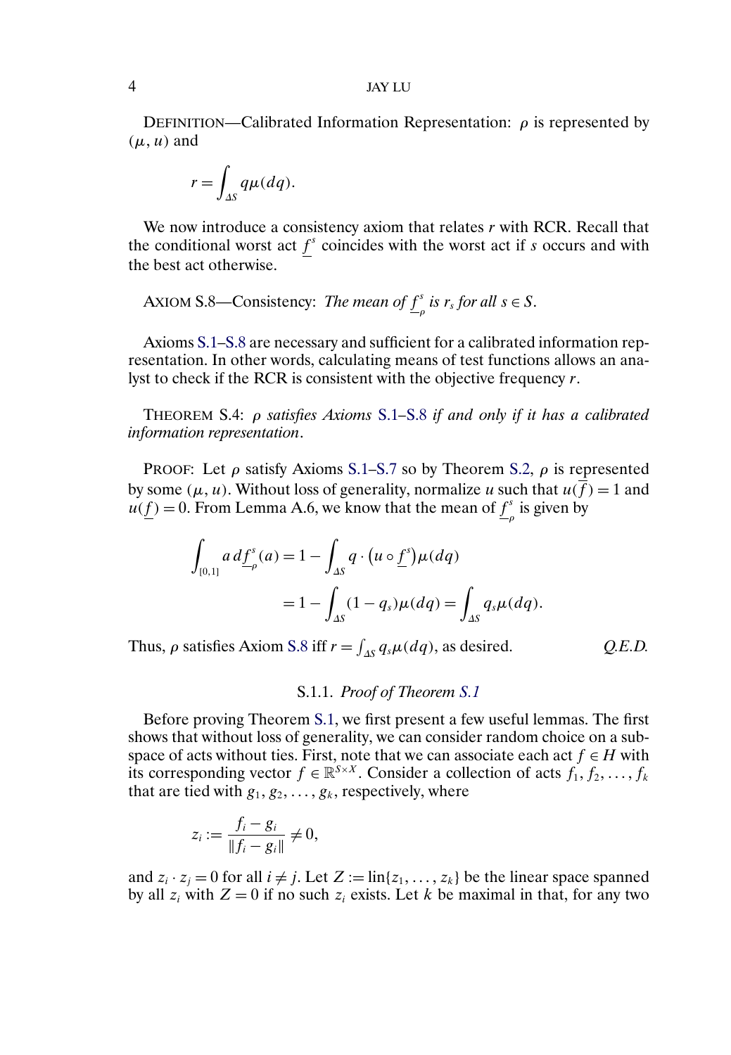DEFINITION—Calibrated Information Representation: $\rho$ is represented by $(\mu, u)$ and

$$r = \int_{\Delta S} q\mu(dq).$$

We now introduce a consistency axiom that relates $r$ with RCR. Recall that the conditional worst act $\underline{f}^s$ coincides with the worst act if $s$ occurs and with the best act otherwise.

AXIOM S.8—Consistency: *The mean of $\underline{f}^s_\rho$ is $r_s$ for all $s \in S$.*

Axioms S.1–S.8 are necessary and sufficient for a calibrated information representation. In other words, calculating means of test functions allows an analyst to check if the RCR is consistent with the objective frequency $r$.

THEOREM S.4: *$\rho$ satisfies Axioms S.1–S.8 if and only if it has a calibrated information representation.*

PROOF: Let $\rho$ satisfy Axioms S.1–S.7 so by Theorem S.2, $\rho$ is represented by some $(\mu, u)$. Without loss of generality, normalize $u$ such that $u(\overline{f}) = 1$ and $u(\underline{f}) = 0$. From Lemma A.6, we know that the mean of $\underline{f}^s_\rho$ is given by

$$\begin{aligned}
\int_{[0,1]} a \, d\underline{f}^s_\rho(a) &= 1 - \int_{\Delta S} q \cdot \left(u \circ \underline{f}^s\right)\mu(dq) \\
&= 1 - \int_{\Delta S} (1 - q_s)\mu(dq) = \int_{\Delta S} q_s \mu(dq).
\end{aligned}$$

Thus, $\rho$ satisfies Axiom S.8 iff $r = \int_{\Delta S} q_s \mu(dq)$, as desired. *Q.E.D.*

### S.1.1. *Proof of Theorem S.1*

Before proving Theorem S.1, we first present a few useful lemmas. The first shows that without loss of generality, we can consider random choice on a subspace of acts without ties. First, note that we can associate each act $f \in H$ with its corresponding vector $f \in \mathbb{R}^{S \times X}$. Consider a collection of acts $f_1, f_2, \dots, f_k$ that are tied with $g_1, g_2, \dots, g_k$, respectively, where

$$z_i := \frac{f_i - g_i}{\|f_i - g_i\|} \neq 0,$$

and $z_i \cdot z_j = 0$ for all $i \neq j$. Let $Z := \text{lin}\{z_1, \dots, z_k\}$ be the linear space spanned by all $z_i$ with $Z = 0$ if no such $z_i$ exists. Let $k$ be maximal in that, for any two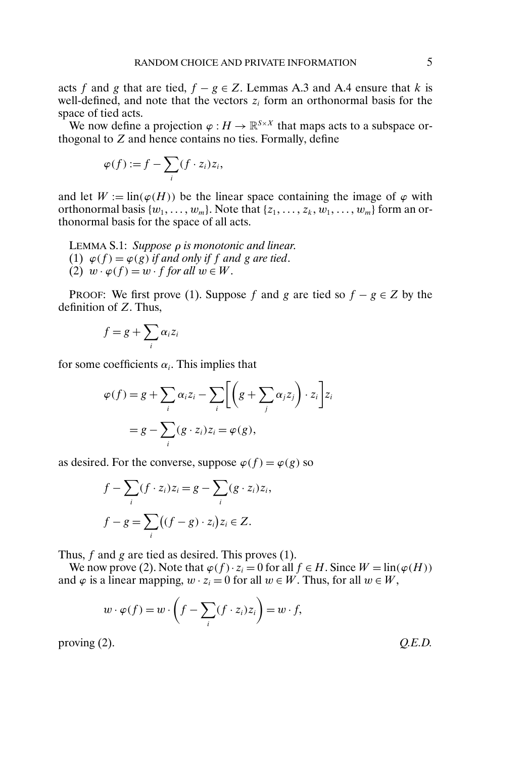acts $f$ and $g$ that are tied, $f - g \in Z$. Lemmas A.3 and A.4 ensure that $k$ is well-defined, and note that the vectors $z_i$ form an orthonormal basis for the space of tied acts.

We now define a projection $\varphi : H \to \mathbb{R}^{S \times X}$ that maps acts to a subspace orthogonal to $Z$ and hence contains no ties. Formally, define

$$\varphi(f) := f - \sum_i (f \cdot z_i) z_i,$$

and let $W := \text{lin}(\varphi(H))$ be the linear space containing the image of $\varphi$ with orthonormal basis $\{w_1, \ldots, w_m\}$. Note that $\{z_1, \ldots, z_k, w_1, \ldots, w_m\}$ form an orthonormal basis for the space of all acts.

LEMMA S.1: *Suppose $\rho$ is monotonic and linear.*
(1) *$\varphi(f) = \varphi(g)$ if and only if $f$ and $g$ are tied.*
(2) *$w \cdot \varphi(f) = w \cdot f$ for all $w \in W$.*

PROOF: We first prove (1). Suppose $f$ and $g$ are tied so $f - g \in Z$ by the definition of $Z$. Thus,

$$f = g + \sum_i \alpha_i z_i$$

for some coefficients $\alpha_i$. This implies that

$$\begin{aligned}
\varphi(f) &= g + \sum_i \alpha_i z_i - \sum_i \left[ \left( g + \sum_j \alpha_j z_j \right) \cdot z_i \right] z_i \\
&= g - \sum_i (g \cdot z_i) z_i = \varphi(g),
\end{aligned}$$

as desired. For the converse, suppose $\varphi(f) = \varphi(g)$ so

$$\begin{aligned}
f - \sum_i (f \cdot z_i) z_i &= g - \sum_i (g \cdot z_i) z_i, \\
f - g &= \sum_i \big( (f - g) \cdot z_i \big) z_i \in Z.
\end{aligned}$$

Thus, $f$ and $g$ are tied as desired. This proves (1).

We now prove (2). Note that $\varphi(f) \cdot z_i = 0$ for all $f \in H$. Since $W = \text{lin}(\varphi(H))$ and $\varphi$ is a linear mapping, $w \cdot z_i = 0$ for all $w \in W$. Thus, for all $w \in W$,

$$w \cdot \varphi(f) = w \cdot \left( f - \sum_i (f \cdot z_i) z_i \right) = w \cdot f,$$

proving (2). *Q.E.D.*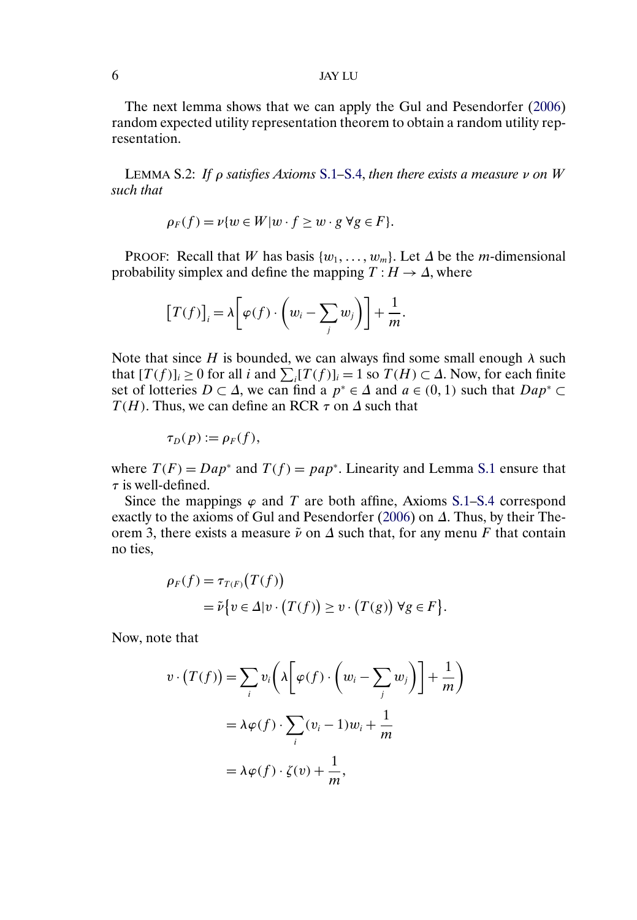The next lemma shows that we can apply the Gul and Pesendorfer (2006) random expected utility representation theorem to obtain a random utility representation.

LEMMA S.2: *If $\rho$ satisfies Axioms S.1–S.4, then there exists a measure $\nu$ on $W$ such that*

$$\rho_F(f) = \nu\{w \in W | w \cdot f \geq w \cdot g \; \forall g \in F\}.$$

PROOF: Recall that $W$ has basis $\{w_1, \ldots, w_m\}$. Let $\Delta$ be the $m$-dimensional probability simplex and define the mapping $T : H \to \Delta$, where

$$\left[T(f)\right]_i = \lambda \left[ \varphi(f) \cdot \left( w_i - \sum_j w_j \right) \right] + \frac{1}{m}.$$

Note that since $H$ is bounded, we can always find some small enough $\lambda$ such that $[T(f)]_i \geq 0$ for all $i$ and $\sum_i [T(f)]_i = 1$ so $T(H) \subset \Delta$. Now, for each finite set of lotteries $D \subset \Delta$, we can find a $p^* \in \Delta$ and $a \in (0, 1)$ such that $Dap^* \subset T(H)$. Thus, we can define an RCR $\tau$ on $\Delta$ such that

$$\tau_D(p) := \rho_F(f),$$

where $T(F) = Dap^*$ and $T(f) = pap^*$. Linearity and Lemma S.1 ensure that $\tau$ is well-defined.

Since the mappings $\varphi$ and $T$ are both affine, Axioms S.1–S.4 correspond exactly to the axioms of Gul and Pesendorfer (2006) on $\Delta$. Thus, by their Theorem 3, there exists a measure $\tilde{\nu}$ on $\Delta$ such that, for any menu $F$ that contain no ties,

$$\begin{aligned}
\rho_F(f) &= \tau_{T(F)}\big(T(f)\big) \\
&= \tilde{\nu}\big\{ v \in \Delta | v \cdot \big(T(f)\big) \geq v \cdot \big(T(g)\big) \; \forall g \in F \big\}.
\end{aligned}$$

Now, note that

$$\begin{aligned}
v \cdot \big(T(f)\big) &= \sum_i v_i \left( \lambda \left[ \varphi(f) \cdot \left( w_i - \sum_j w_j \right) \right] + \frac{1}{m} \right) \\
&= \lambda \varphi(f) \cdot \sum_i (v_i - 1) w_i + \frac{1}{m} \\
&= \lambda \varphi(f) \cdot \zeta(v) + \frac{1}{m},
\end{aligned}$$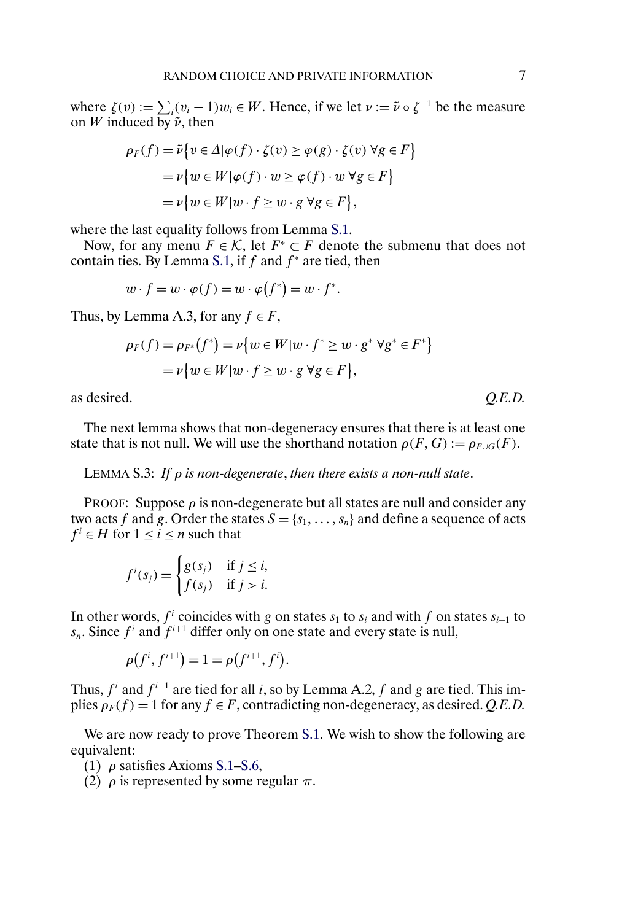where $\zeta(v) := \sum_i (v_i - 1) w_i \in W$. Hence, if we let $\nu := \tilde{\nu} \circ \zeta^{-1}$ be the measure on $W$ induced by $\tilde{\nu}$, then

$$
\begin{aligned}
\rho_F(f) &= \tilde{\nu}\{v \in \Delta | \varphi(f) \cdot \zeta(v) \geq \varphi(g) \cdot \zeta(v) \; \forall g \in F\} \\
&= \nu\{w \in W | \varphi(f) \cdot w \geq \varphi(f) \cdot w \; \forall g \in F\} \\
&= \nu\{w \in W | w \cdot f \geq w \cdot g \; \forall g \in F\},
\end{aligned}
$$

where the last equality follows from Lemma S.1.

Now, for any menu $F \in \mathcal{K}$, let $F^* \subset F$ denote the submenu that does not contain ties. By Lemma S.1, if $f$ and $f^*$ are tied, then

$$
w \cdot f = w \cdot \varphi(f) = w \cdot \varphi(f^*) = w \cdot f^*.
$$

Thus, by Lemma A.3, for any $f \in F$,

$$
\begin{aligned}
\rho_F(f) = \rho_{F^*}(f^*) &= \nu\{w \in W | w \cdot f^* \geq w \cdot g^* \; \forall g^* \in F^*\} \\
&= \nu\{w \in W | w \cdot f \geq w \cdot g \; \forall g \in F\},
\end{aligned}
$$

as desired. *Q.E.D.*

The next lemma shows that non-degeneracy ensures that there is at least one state that is not null. We will use the shorthand notation $\rho(F, G) := \rho_{F \cup G}(F)$.

LEMMA S.3: *If $\rho$ is non-degenerate, then there exists a non-null state.*

PROOF: Suppose $\rho$ is non-degenerate but all states are null and consider any two acts $f$ and $g$. Order the states $S = \{s_1, \dots, s_n\}$ and define a sequence of acts $f^i \in H$ for $1 \leq i \leq n$ such that

$$
f^i(s_j) = \begin{cases} g(s_j) & \text{if } j \leq i, \\ f(s_j) & \text{if } j > i. \end{cases}
$$

In other words, $f^i$ coincides with $g$ on states $s_1$ to $s_i$ and with $f$ on states $s_{i+1}$ to $s_n$. Since $f^i$ and $f^{i+1}$ differ only on one state and every state is null,

$$
\rho(f^i, f^{i+1}) = 1 = \rho(f^{i+1}, f^i).
$$

Thus, $f^i$ and $f^{i+1}$ are tied for all $i$, so by Lemma A.2, $f$ and $g$ are tied. This implies $\rho_F(f) = 1$ for any $f \in F$, contradicting non-degeneracy, as desired. *Q.E.D.*

We are now ready to prove Theorem S.1. We wish to show the following are equivalent:

(1) $\rho$ satisfies Axioms S.1–S.6,

(2) $\rho$ is represented by some regular $\pi$.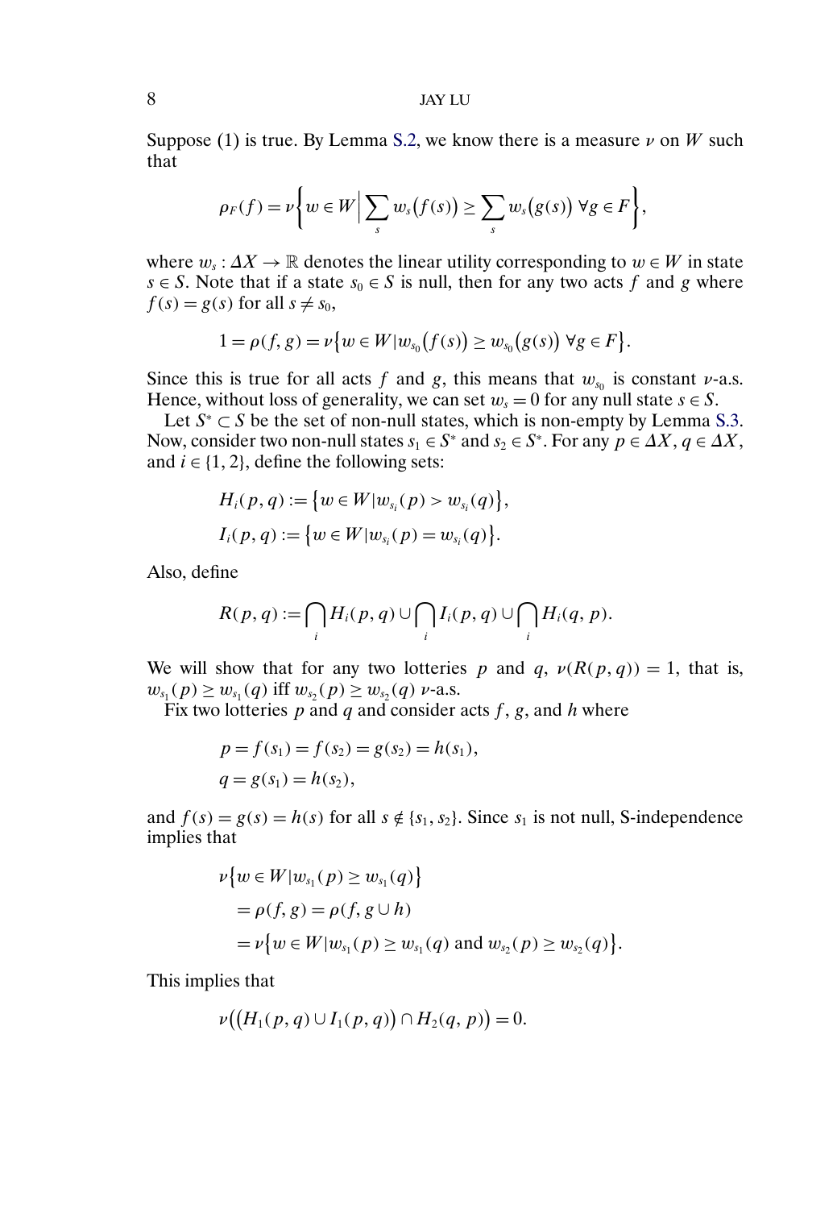Suppose (1) is true. By Lemma S.2, we know there is a measure $\nu$ on $W$ such that

$$\rho_F(f) = \nu\left\{ w \in W \,\Big|\, \sum_s w_s\big(f(s)\big) \geq \sum_s w_s\big(g(s)\big) \;\forall g \in F \right\},$$

where $w_s : \Delta X \to \mathbb{R}$ denotes the linear utility corresponding to $w \in W$ in state $s \in S$. Note that if a state $s_0 \in S$ is null, then for any two acts $f$ and $g$ where $f(s) = g(s)$ for all $s \neq s_0$,

$$1 = \rho(f, g) = \nu\big\{ w \in W | w_{s_0}\big(f(s)\big) \geq w_{s_0}\big(g(s)\big) \;\forall g \in F \big\}.$$

Since this is true for all acts $f$ and $g$, this means that $w_{s_0}$ is constant $\nu$-a.s. Hence, without loss of generality, we can set $w_s = 0$ for any null state $s \in S$.

Let $S^* \subset S$ be the set of non-null states, which is non-empty by Lemma S.3. Now, consider two non-null states $s_1 \in S^*$ and $s_2 \in S^*$. For any $p \in \Delta X$, $q \in \Delta X$, and $i \in \{1, 2\}$, define the following sets:

$$\begin{aligned}
H_i(p, q) &:= \big\{ w \in W | w_{s_i}(p) > w_{s_i}(q) \big\}, \\
I_i(p, q) &:= \big\{ w \in W | w_{s_i}(p) = w_{s_i}(q) \big\}.
\end{aligned}$$

Also, define

$$R(p, q) := \bigcap_i H_i(p, q) \cup \bigcap_i I_i(p, q) \cup \bigcap_i H_i(q, p).$$

We will show that for any two lotteries $p$ and $q$, $\nu(R(p, q)) = 1$, that is, $w_{s_1}(p) \geq w_{s_1}(q)$ iff $w_{s_2}(p) \geq w_{s_2}(q)$ $\nu$-a.s.

Fix two lotteries $p$ and $q$ and consider acts $f$, $g$, and $h$ where

$$\begin{aligned}
p &= f(s_1) = f(s_2) = g(s_2) = h(s_1), \\
q &= g(s_1) = h(s_2),
\end{aligned}$$

and $f(s) = g(s) = h(s)$ for all $s \notin \{s_1, s_2\}$. Since $s_1$ is not null, S-independence implies that

$$\begin{aligned}
&\nu\big\{ w \in W | w_{s_1}(p) \geq w_{s_1}(q) \big\} \\
&\quad = \rho(f, g) = \rho(f, g \cup h) \\
&\quad = \nu\big\{ w \in W | w_{s_1}(p) \geq w_{s_1}(q) \text{ and } w_{s_2}(p) \geq w_{s_2}(q) \big\}.
\end{aligned}$$

This implies that

$$\nu\big( \big(H_1(p, q) \cup I_1(p, q)\big) \cap H_2(q, p) \big) = 0.$$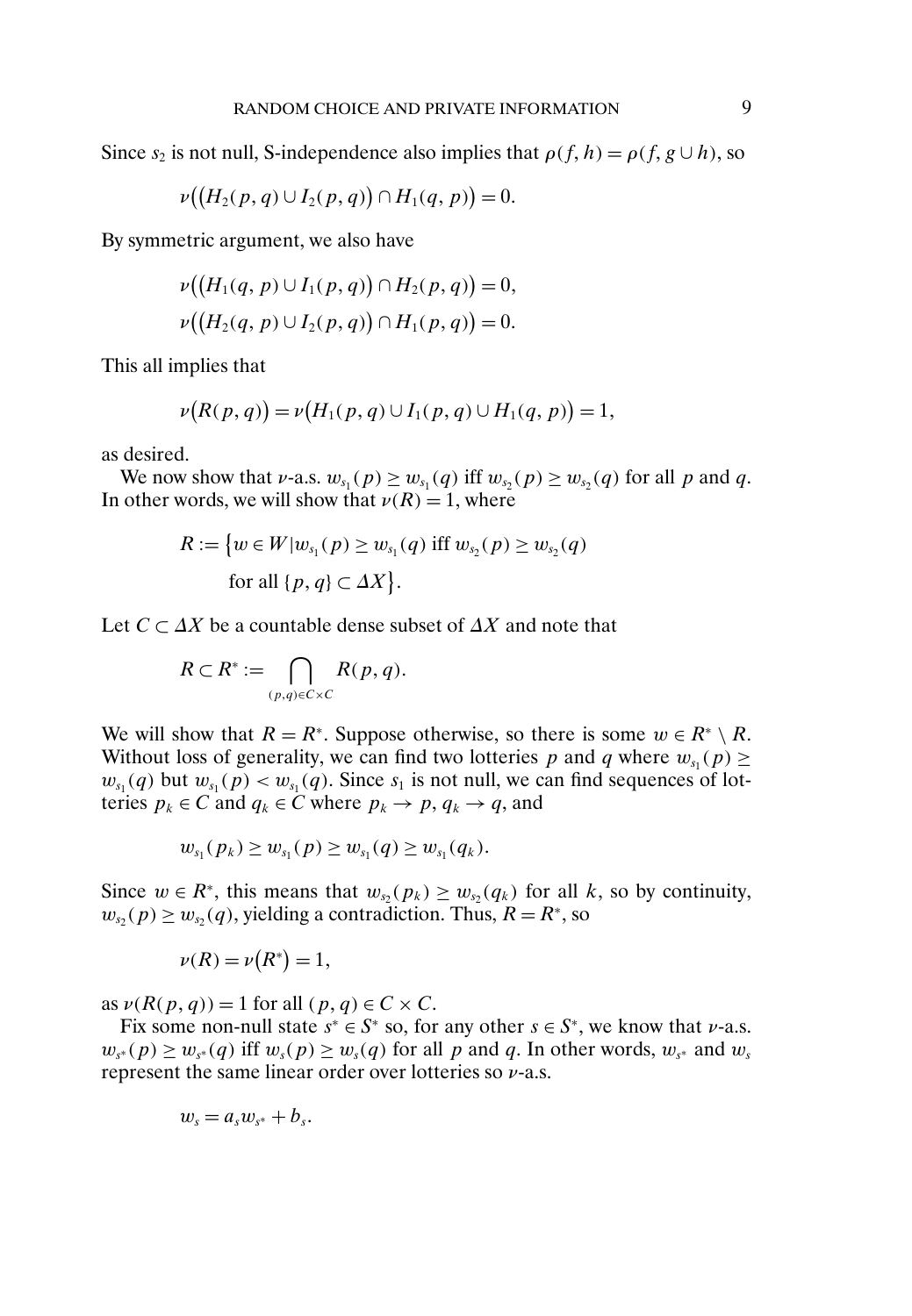Since $s_2$ is not null, S-independence also implies that $\rho(f, h) = \rho(f, g \cup h)$, so

$$\nu\big(\big(H_2(p, q) \cup I_2(p, q)\big) \cap H_1(q, p)\big) = 0.$$

By symmetric argument, we also have

$$\nu\big(\big(H_1(q, p) \cup I_1(p, q)\big) \cap H_2(p, q)\big) = 0,$$
$$\nu\big(\big(H_2(q, p) \cup I_2(p, q)\big) \cap H_1(p, q)\big) = 0.$$

This all implies that

$$\nu\big(R(p, q)\big) = \nu\big(H_1(p, q) \cup I_1(p, q) \cup H_1(q, p)\big) = 1,$$

as desired.

We now show that $\nu$-a.s. $w_{s_1}(p) \geq w_{s_1}(q)$ iff $w_{s_2}(p) \geq w_{s_2}(q)$ for all $p$ and $q$. In other words, we will show that $\nu(R) = 1$, where

$$R := \big\{w \in W | w_{s_1}(p) \geq w_{s_1}(q) \text{ iff } w_{s_2}(p) \geq w_{s_2}(q) \text{ for all } \{p, q\} \subset \Delta X\big\}.$$

Let $C \subset \Delta X$ be a countable dense subset of $\Delta X$ and note that

$$R \subset R^* := \bigcap_{(p,q) \in C \times C} R(p, q).$$

We will show that $R = R^*$. Suppose otherwise, so there is some $w \in R^* \setminus R$. Without loss of generality, we can find two lotteries $p$ and $q$ where $w_{s_1}(p) \geq w_{s_1}(q)$ but $w_{s_1}(p) < w_{s_1}(q)$. Since $s_1$ is not null, we can find sequences of lotteries $p_k \in C$ and $q_k \in C$ where $p_k \to p$, $q_k \to q$, and

$$w_{s_1}(p_k) \geq w_{s_1}(p) \geq w_{s_1}(q) \geq w_{s_1}(q_k).$$

Since $w \in R^*$, this means that $w_{s_2}(p_k) \geq w_{s_2}(q_k)$ for all $k$, so by continuity, $w_{s_2}(p) \geq w_{s_2}(q)$, yielding a contradiction. Thus, $R = R^*$, so

$$\nu(R) = \nu\big(R^*\big) = 1,$$

as $\nu(R(p, q)) = 1$ for all $(p, q) \in C \times C$.

Fix some non-null state $s^* \in S^*$ so, for any other $s \in S^*$, we know that $\nu$-a.s. $w_{s^*}(p) \geq w_{s^*}(q)$ iff $w_s(p) \geq w_s(q)$ for all $p$ and $q$. In other words, $w_{s^*}$ and $w_s$ represent the same linear order over lotteries so $\nu$-a.s.

$$w_s = a_s w_{s^*} + b_s.$$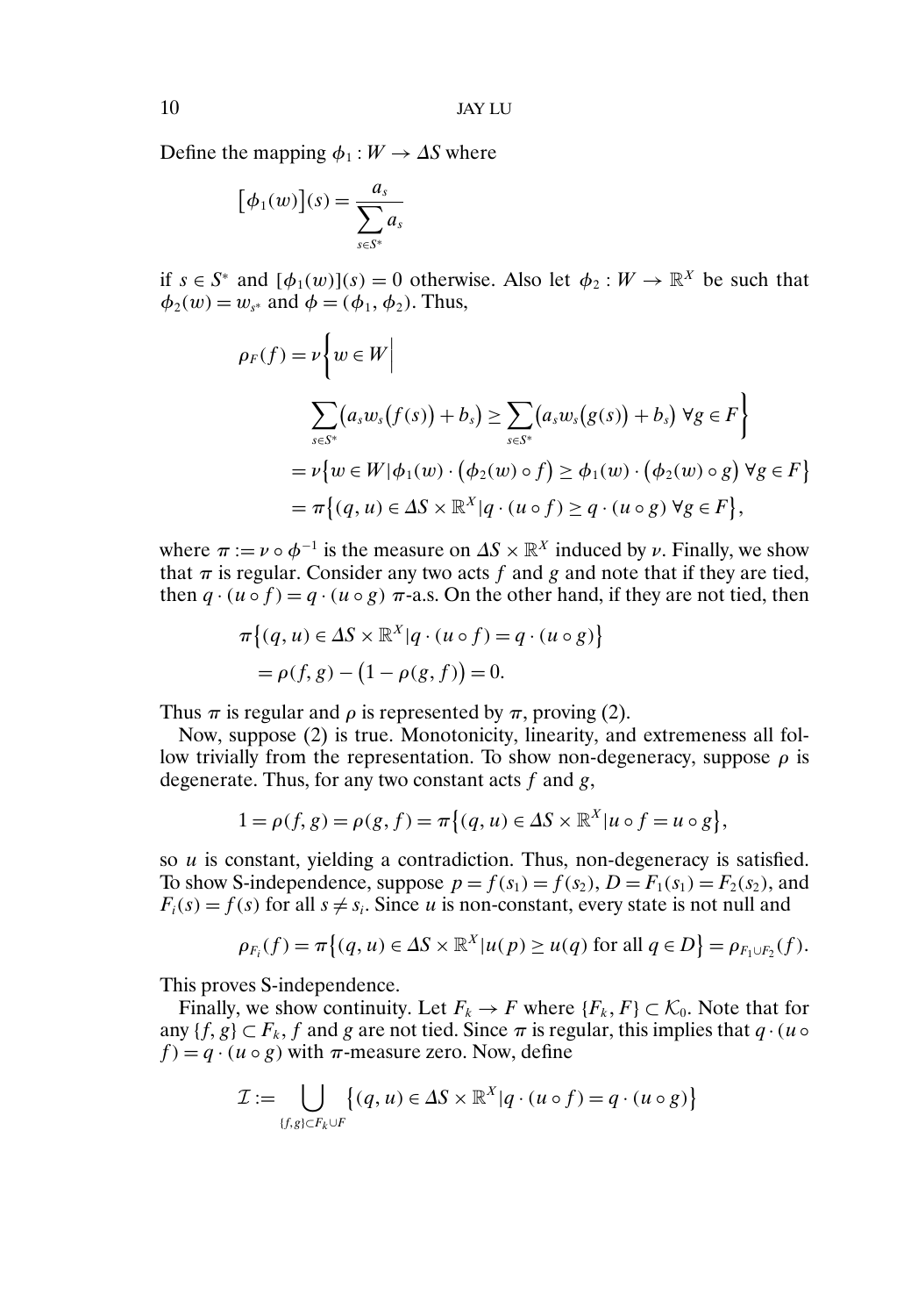Define the mapping $\phi_1 : W \to \Delta S$ where

$$\big[\phi_1(w)\big](s) = \frac{a_s}{\sum_{s \in S^*} a_s}$$

if $s \in S^*$ and $[\phi_1(w)](s) = 0$ otherwise. Also let $\phi_2 : W \to \mathbb{R}^X$ be such that $\phi_2(w) = w_{s^*}$ and $\phi = (\phi_1, \phi_2)$. Thus,

$$\begin{aligned}
\rho_F(f) &= \nu\Big\{w \in W \Big| \\
&\qquad \sum_{s \in S^*} \big(a_s w_s\big(f(s)\big) + b_s\big) \geq \sum_{s \in S^*} \big(a_s w_s\big(g(s)\big) + b_s\big)\ \forall g \in F\Big\} \\
&= \nu\big\{w \in W | \phi_1(w) \cdot \big(\phi_2(w) \circ f\big) \geq \phi_1(w) \cdot \big(\phi_2(w) \circ g\big)\ \forall g \in F\big\} \\
&= \pi\big\{(q, u) \in \Delta S \times \mathbb{R}^X | q \cdot (u \circ f) \geq q \cdot (u \circ g)\ \forall g \in F\big\},
\end{aligned}$$

where $\pi := \nu \circ \phi^{-1}$ is the measure on $\Delta S \times \mathbb{R}^X$ induced by $\nu$. Finally, we show that $\pi$ is regular. Consider any two acts $f$ and $g$ and note that if they are tied, then $q \cdot (u \circ f) = q \cdot (u \circ g)$ $\pi$-a.s. On the other hand, if they are not tied, then

$$\begin{aligned}
&\pi\big\{(q, u) \in \Delta S \times \mathbb{R}^X | q \cdot (u \circ f) = q \cdot (u \circ g)\big\} \\
&\quad = \rho(f, g) - \big(1 - \rho(g, f)\big) = 0.
\end{aligned}$$

Thus $\pi$ is regular and $\rho$ is represented by $\pi$, proving (2).

Now, suppose (2) is true. Monotonicity, linearity, and extremeness all follow trivially from the representation. To show non-degeneracy, suppose $\rho$ is degenerate. Thus, for any two constant acts $f$ and $g$,

$$1 = \rho(f, g) = \rho(g, f) = \pi\big\{(q, u) \in \Delta S \times \mathbb{R}^X | u \circ f = u \circ g\big\},$$

so $u$ is constant, yielding a contradiction. Thus, non-degeneracy is satisfied. To show S-independence, suppose $p = f(s_1) = f(s_2)$, $D = F_1(s_1) = F_2(s_2)$, and $F_i(s) = f(s)$ for all $s \neq s_i$. Since $u$ is non-constant, every state is not null and

$$\rho_{F_i}(f) = \pi\big\{(q, u) \in \Delta S \times \mathbb{R}^X | u(p) \geq u(q) \text{ for all } q \in D\big\} = \rho_{F_1 \cup F_2}(f).$$

This proves S-independence.

Finally, we show continuity. Let $F_k \to F$ where $\{F_k, F\} \subset \mathcal{K}_0$. Note that for any $\{f, g\} \subset F_k$, $f$ and $g$ are not tied. Since $\pi$ is regular, this implies that $q \cdot (u \circ f) = q \cdot (u \circ g)$ with $\pi$-measure zero. Now, define

$$\mathcal{I} := \bigcup_{\{f,g\} \subset F_k \cup F} \big\{(q, u) \in \Delta S \times \mathbb{R}^X | q \cdot (u \circ f) = q \cdot (u \circ g)\big\}$$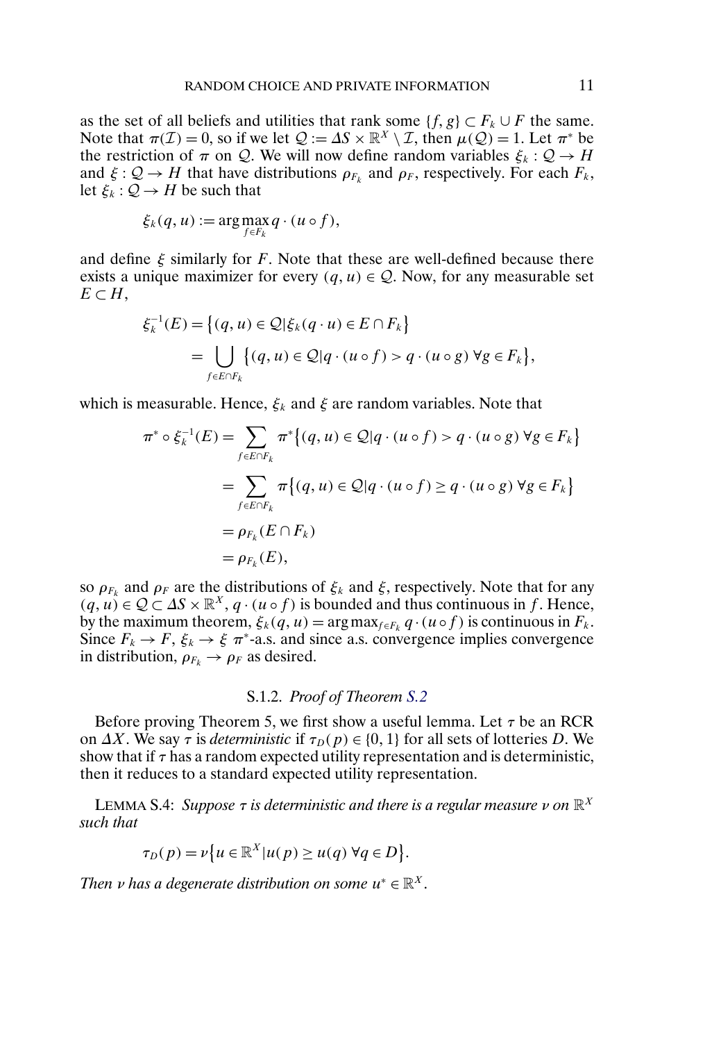as the set of all beliefs and utilities that rank some $\{f, g\} \subset F_k \cup F$ the same. Note that $\pi(\mathcal{I}) = 0$, so if we let $\mathcal{Q} := \Delta S \times \mathbb{R}^X \setminus \mathcal{I}$, then $\mu(\mathcal{Q}) = 1$. Let $\pi^*$ be the restriction of $\pi$ on $\mathcal{Q}$. We will now define random variables $\xi_k : \mathcal{Q} \to H$ and $\xi : \mathcal{Q} \to H$ that have distributions $\rho_{F_k}$ and $\rho_F$, respectively. For each $F_k$, let $\xi_k : \mathcal{Q} \to H$ be such that

$$\xi_k(q, u) := \arg\max_{f \in F_k} q \cdot (u \circ f),$$

and define $\xi$ similarly for $F$. Note that these are well-defined because there exists a unique maximizer for every $(q, u) \in \mathcal{Q}$. Now, for any measurable set $E \subset H$,

$$\begin{aligned}
\xi_k^{-1}(E) &= \{(q, u) \in \mathcal{Q} | \xi_k(q \cdot u) \in E \cap F_k\} \\
&= \bigcup_{f \in E \cap F_k} \{(q, u) \in \mathcal{Q} | q \cdot (u \circ f) > q \cdot (u \circ g) \ \forall g \in F_k\},
\end{aligned}$$

which is measurable. Hence, $\xi_k$ and $\xi$ are random variables. Note that

$$\begin{aligned}
\pi^* \circ \xi_k^{-1}(E) &= \sum_{f \in E \cap F_k} \pi^* \{(q, u) \in \mathcal{Q} | q \cdot (u \circ f) > q \cdot (u \circ g) \ \forall g \in F_k\} \\
&= \sum_{f \in E \cap F_k} \pi \{(q, u) \in \mathcal{Q} | q \cdot (u \circ f) \geq q \cdot (u \circ g) \ \forall g \in F_k\} \\
&= \rho_{F_k}(E \cap F_k) \\
&= \rho_{F_k}(E),
\end{aligned}$$

so $\rho_{F_k}$ and $\rho_F$ are the distributions of $\xi_k$ and $\xi$, respectively. Note that for any $(q, u) \in \mathcal{Q} \subset \Delta S \times \mathbb{R}^X$, $q \cdot (u \circ f)$ is bounded and thus continuous in $f$. Hence, by the maximum theorem, $\xi_k(q, u) = \arg\max_{f \in F_k} q \cdot (u \circ f)$ is continuous in $F_k$. Since $F_k \to F$, $\xi_k \to \xi$ $\pi^*$-a.s. and since a.s. convergence implies convergence in distribution, $\rho_{F_k} \to \rho_F$ as desired.

### S.1.2. *Proof of Theorem S.2*

Before proving Theorem 5, we first show a useful lemma. Let $\tau$ be an RCR on $\Delta X$. We say $\tau$ is *deterministic* if $\tau_D(p) \in \{0, 1\}$ for all sets of lotteries $D$. We show that if $\tau$ has a random expected utility representation and is deterministic, then it reduces to a standard expected utility representation.

LEMMA S.4: *Suppose $\tau$ is deterministic and there is a regular measure $\nu$ on $\mathbb{R}^X$ such that*

$$\tau_D(p) = \nu\{u \in \mathbb{R}^X | u(p) \geq u(q) \ \forall q \in D\}.$$

*Then $\nu$ has a degenerate distribution on some $u^* \in \mathbb{R}^X$.*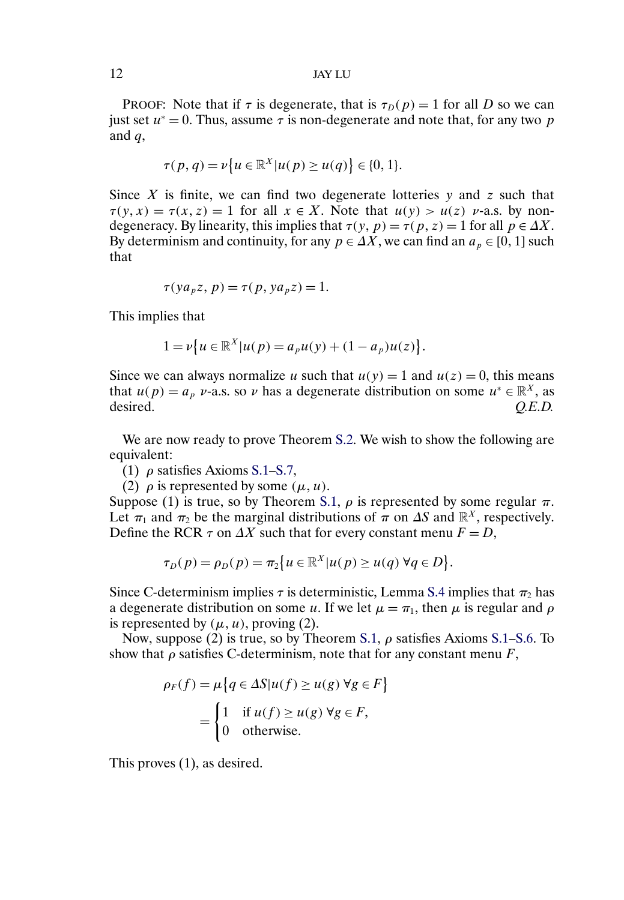PROOF: Note that if $\tau$ is degenerate, that is $\tau_D(p) = 1$ for all $D$ so we can just set $u^* = 0$. Thus, assume $\tau$ is non-degenerate and note that, for any two $p$ and $q$,

$$\tau(p, q) = \nu\{u \in \mathbb{R}^X | u(p) \geq u(q)\} \in \{0, 1\}.$$

Since $X$ is finite, we can find two degenerate lotteries $y$ and $z$ such that $\tau(y, x) = \tau(x, z) = 1$ for all $x \in X$. Note that $u(y) > u(z)$ $\nu$-a.s. by non-degeneracy. By linearity, this implies that $\tau(y, p) = \tau(p, z) = 1$ for all $p \in \Delta X$. By determinism and continuity, for any $p \in \Delta X$, we can find an $a_p \in [0, 1]$ such that

$$\tau(y a_p z, p) = \tau(p, y a_p z) = 1.$$

This implies that

$$1 = \nu\{u \in \mathbb{R}^X | u(p) = a_p u(y) + (1 - a_p) u(z)\}.$$

Since we can always normalize $u$ such that $u(y) = 1$ and $u(z) = 0$, this means that $u(p) = a_p$ $\nu$-a.s. so $\nu$ has a degenerate distribution on some $u^* \in \mathbb{R}^X$, as desired. *Q.E.D.*

We are now ready to prove Theorem S.2. We wish to show the following are equivalent:

(1) $\rho$ satisfies Axioms S.1–S.7,
(2) $\rho$ is represented by some $(\mu, u)$.

Suppose (1) is true, so by Theorem S.1, $\rho$ is represented by some regular $\pi$. Let $\pi_1$ and $\pi_2$ be the marginal distributions of $\pi$ on $\Delta S$ and $\mathbb{R}^X$, respectively. Define the RCR $\tau$ on $\Delta X$ such that for every constant menu $F = D$,

$$\tau_D(p) = \rho_D(p) = \pi_2\{u \in \mathbb{R}^X | u(p) \geq u(q)\ \forall q \in D\}.$$

Since C-determinism implies $\tau$ is deterministic, Lemma S.4 implies that $\pi_2$ has a degenerate distribution on some $u$. If we let $\mu = \pi_1$, then $\mu$ is regular and $\rho$ is represented by $(\mu, u)$, proving (2).

Now, suppose (2) is true, so by Theorem S.1, $\rho$ satisfies Axioms S.1–S.6. To show that $\rho$ satisfies C-determinism, note that for any constant menu $F$,

$$\begin{aligned}
\rho_F(f) &= \mu\{q \in \Delta S | u(f) \geq u(g)\ \forall g \in F\} \\
&= \begin{cases} 1 & \text{if } u(f) \geq u(g)\ \forall g \in F, \\ 0 & \text{otherwise.} \end{cases}
\end{aligned}$$

This proves (1), as desired.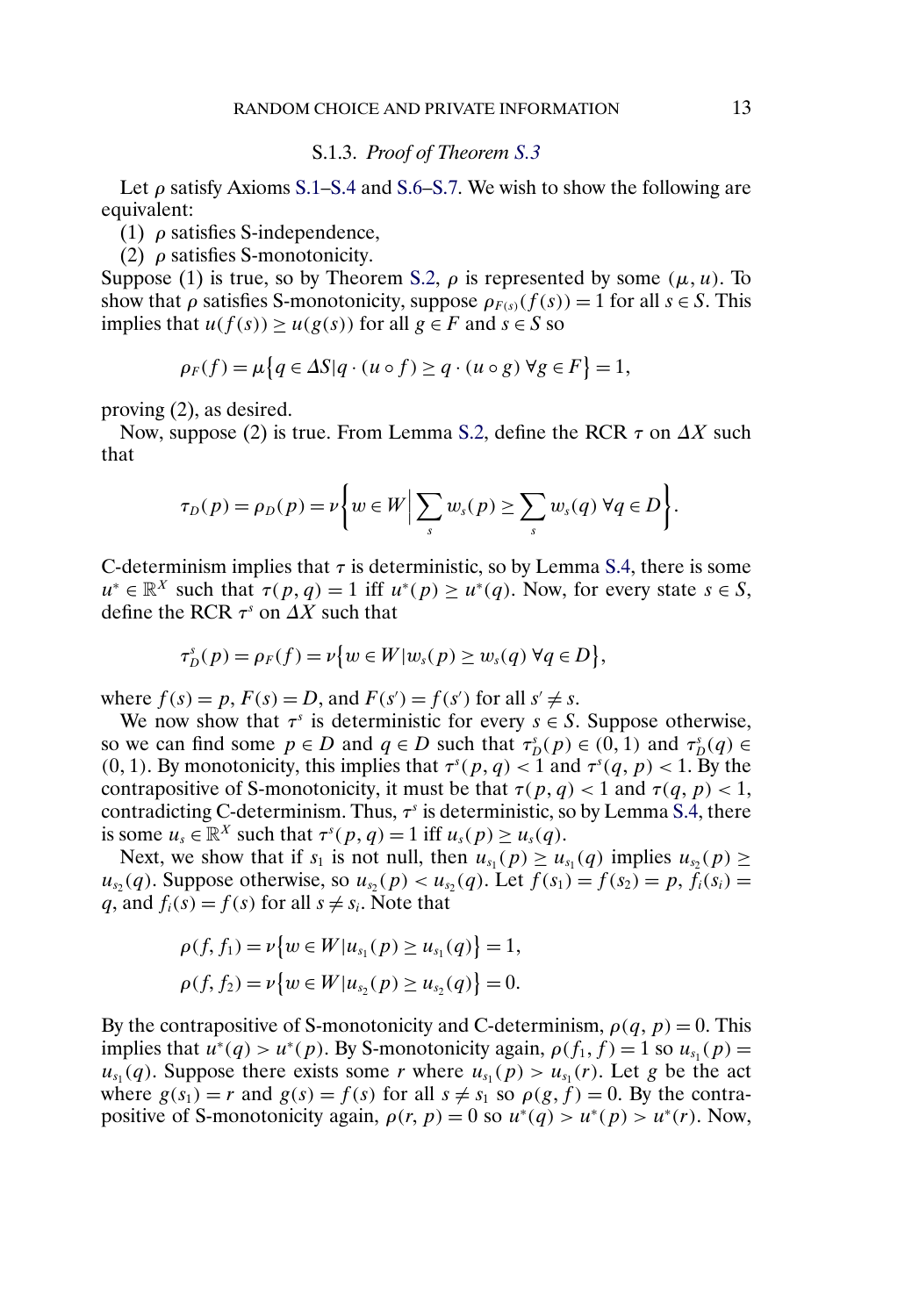### S.1.3. *Proof of Theorem S.3*

Let $\rho$ satisfy Axioms S.1–S.4 and S.6–S.7. We wish to show the following are equivalent:

(1) $\rho$ satisfies S-independence,

(2) $\rho$ satisfies S-monotonicity.

Suppose (1) is true, so by Theorem S.2, $\rho$ is represented by some $(\mu, u)$. To show that $\rho$ satisfies S-monotonicity, suppose $\rho_{F(s)}(f(s)) = 1$ for all $s \in S$. This implies that $u(f(s)) \geq u(g(s))$ for all $g \in F$ and $s \in S$ so

$$\rho_F(f) = \mu\{q \in \Delta S | q \cdot (u \circ f) \geq q \cdot (u \circ g) \ \forall g \in F\} = 1,$$

proving (2), as desired.

Now, suppose (2) is true. From Lemma S.2, define the RCR $\tau$ on $\Delta X$ such that

$$\tau_D(p) = \rho_D(p) = \nu\left\{w \in W \middle| \sum_s w_s(p) \geq \sum_s w_s(q) \ \forall q \in D\right\}.$$

C-determinism implies that $\tau$ is deterministic, so by Lemma S.4, there is some $u^* \in \mathbb{R}^X$ such that $\tau(p, q) = 1$ iff $u^*(p) \geq u^*(q)$. Now, for every state $s \in S$, define the RCR $\tau^s$ on $\Delta X$ such that

$$\tau_D^s(p) = \rho_F(f) = \nu\{w \in W | w_s(p) \geq w_s(q) \ \forall q \in D\},$$

where $f(s) = p$, $F(s) = D$, and $F(s') = f(s')$ for all $s' \neq s$.

We now show that $\tau^s$ is deterministic for every $s \in S$. Suppose otherwise, so we can find some $p \in D$ and $q \in D$ such that $\tau_D^s(p) \in (0, 1)$ and $\tau_D^s(q) \in (0, 1)$. By monotonicity, this implies that $\tau^s(p, q) < 1$ and $\tau^s(q, p) < 1$. By the contrapositive of S-monotonicity, it must be that $\tau(p, q) < 1$ and $\tau(q, p) < 1$, contradicting C-determinism. Thus, $\tau^s$ is deterministic, so by Lemma S.4, there is some $u_s \in \mathbb{R}^X$ such that $\tau^s(p, q) = 1$ iff $u_s(p) \geq u_s(q)$.

Next, we show that if $s_1$ is not null, then $u_{s_1}(p) \geq u_{s_1}(q)$ implies $u_{s_2}(p) \geq u_{s_2}(q)$. Suppose otherwise, so $u_{s_2}(p) < u_{s_2}(q)$. Let $f(s_1) = f(s_2) = p$, $f_i(s_i) = q$, and $f_i(s) = f(s)$ for all $s \neq s_i$. Note that

$$\rho(f, f_1) = \nu\{w \in W | u_{s_1}(p) \geq u_{s_1}(q)\} = 1,$$
$$\rho(f, f_2) = \nu\{w \in W | u_{s_2}(p) \geq u_{s_2}(q)\} = 0.$$

By the contrapositive of S-monotonicity and C-determinism, $\rho(q, p) = 0$. This implies that $u^*(q) > u^*(p)$. By S-monotonicity again, $\rho(f_1, f) = 1$ so $u_{s_1}(p) = u_{s_1}(q)$. Suppose there exists some $r$ where $u_{s_1}(p) > u_{s_1}(r)$. Let $g$ be the act where $g(s_1) = r$ and $g(s) = f(s)$ for all $s \neq s_1$ so $\rho(g, f) = 0$. By the contrapositive of S-monotonicity again, $\rho(r, p) = 0$ so $u^*(q) > u^*(p) > u^*(r)$. Now,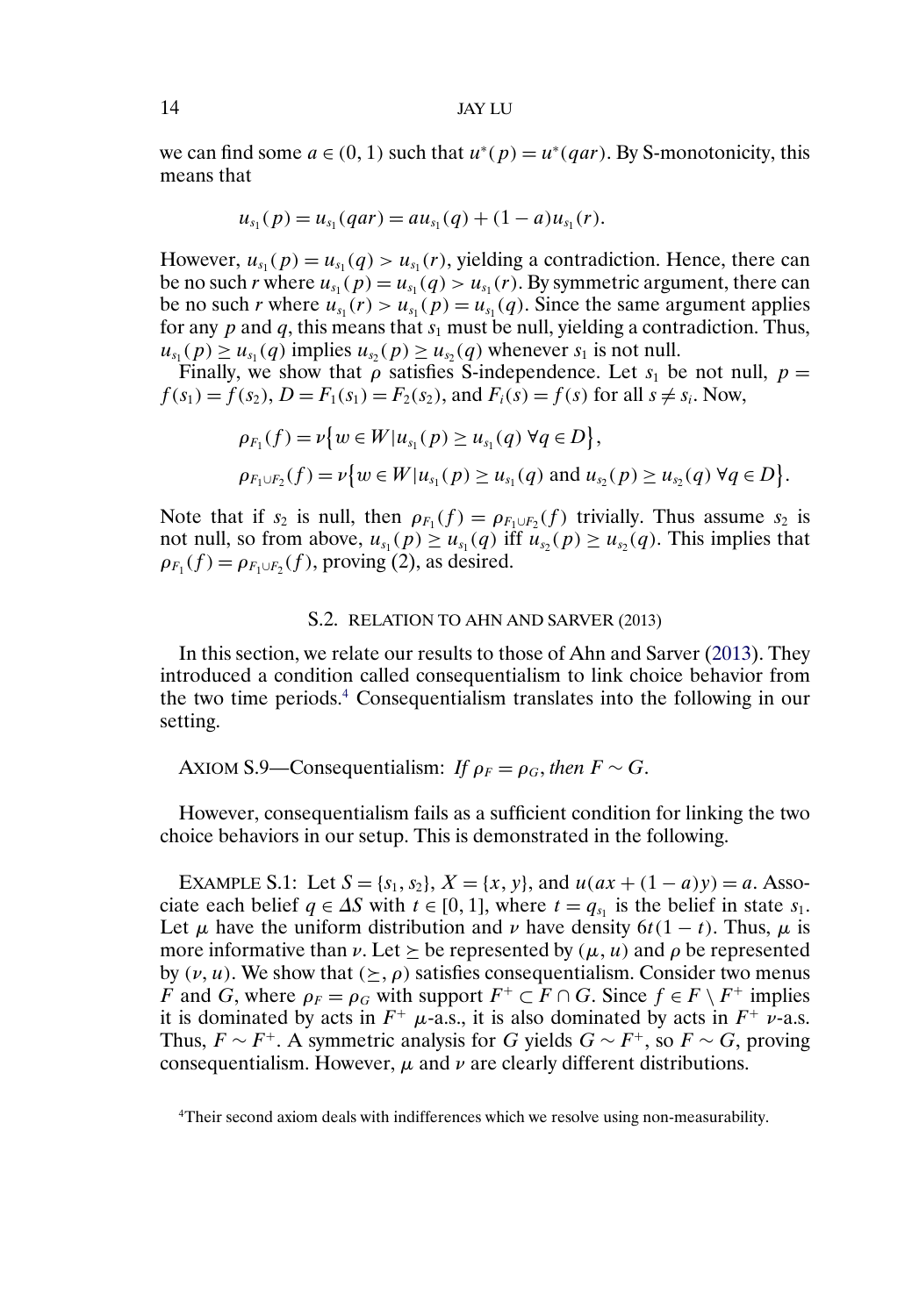we can find some $a \in (0, 1)$ such that $u^*(p) = u^*(qar)$. By S-monotonicity, this means that

$$u_{s_1}(p) = u_{s_1}(qar) = au_{s_1}(q) + (1-a)u_{s_1}(r).$$

However, $u_{s_1}(p) = u_{s_1}(q) > u_{s_1}(r)$, yielding a contradiction. Hence, there can be no such $r$ where $u_{s_1}(p) = u_{s_1}(q) > u_{s_1}(r)$. By symmetric argument, there can be no such $r$ where $u_{s_1}(r) > u_{s_1}(p) = u_{s_1}(q)$. Since the same argument applies for any $p$ and $q$, this means that $s_1$ must be null, yielding a contradiction. Thus, $u_{s_1}(p) \geq u_{s_1}(q)$ implies $u_{s_2}(p) \geq u_{s_2}(q)$ whenever $s_1$ is not null.

Finally, we show that $\rho$ satisfies S-independence. Let $s_1$ be not null, $p = f(s_1) = f(s_2)$, $D = F_1(s_1) = F_2(s_2)$, and $F_i(s) = f(s)$ for all $s \neq s_i$. Now,

$$\rho_{F_1}(f) = \nu\{w \in W | u_{s_1}(p) \geq u_{s_1}(q)\ \forall q \in D\},$$

$$\rho_{F_1 \cup F_2}(f) = \nu\{w \in W | u_{s_1}(p) \geq u_{s_1}(q) \text{ and } u_{s_2}(p) \geq u_{s_2}(q)\ \forall q \in D\}.$$

Note that if $s_2$ is null, then $\rho_{F_1}(f) = \rho_{F_1 \cup F_2}(f)$ trivially. Thus assume $s_2$ is not null, so from above, $u_{s_1}(p) \geq u_{s_1}(q)$ iff $u_{s_2}(p) \geq u_{s_2}(q)$. This implies that $\rho_{F_1}(f) = \rho_{F_1 \cup F_2}(f)$, proving (2), as desired.

## S.2. RELATION TO AHN AND SARVER (2013)

In this section, we relate our results to those of Ahn and Sarver (2013). They introduced a condition called consequentialism to link choice behavior from the two time periods.[4] Consequentialism translates into the following in our setting.

AXIOM S.9—Consequentialism: *If $\rho_F = \rho_G$, then $F \sim G$.*

However, consequentialism fails as a sufficient condition for linking the two choice behaviors in our setup. This is demonstrated in the following.

EXAMPLE S.1: Let $S = \{s_1, s_2\}$, $X = \{x, y\}$, and $u(ax + (1-a)y) = a$. Associate each belief $q \in \Delta S$ with $t \in [0, 1]$, where $t = q_{s_1}$ is the belief in state $s_1$. Let $\mu$ have the uniform distribution and $\nu$ have density $6t(1-t)$. Thus, $\mu$ is more informative than $\nu$. Let $\succeq$ be represented by $(\mu, u)$ and $\rho$ be represented by $(\nu, u)$. We show that $(\succeq, \rho)$ satisfies consequentialism. Consider two menus $F$ and $G$, where $\rho_F = \rho_G$ with support $F^+ \subset F \cap G$. Since $f \in F \setminus F^+$ implies it is dominated by acts in $F^+$ $\mu$-a.s., it is also dominated by acts in $F^+$ $\nu$-a.s. Thus, $F \sim F^+$. A symmetric analysis for $G$ yields $G \sim F^+$, so $F \sim G$, proving consequentialism. However, $\mu$ and $\nu$ are clearly different distributions.

[4] Their second axiom deals with indifferences which we resolve using non-measurability.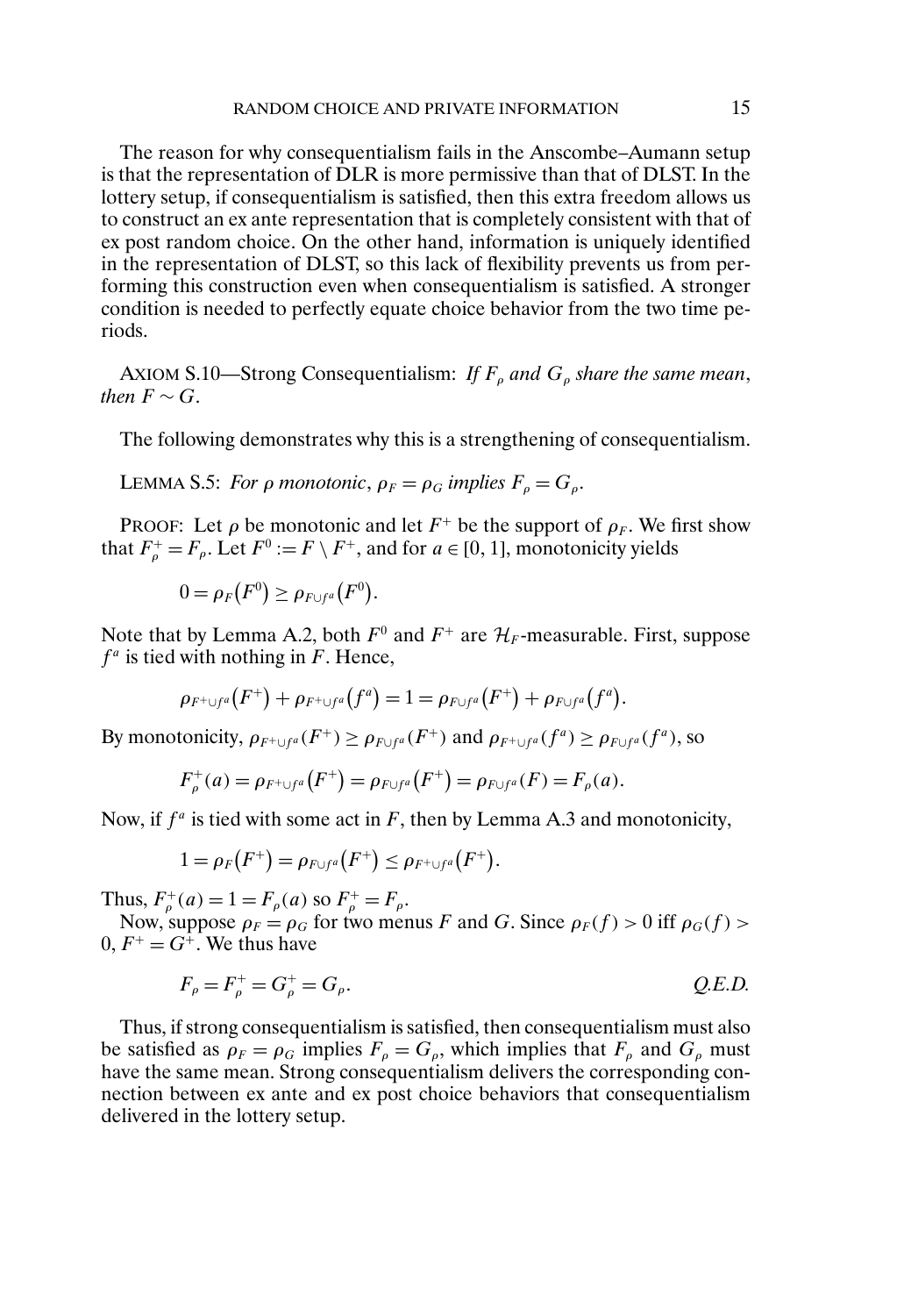The reason for why consequentialism fails in the Anscombe–Aumann setup is that the representation of DLR is more permissive than that of DLST. In the lottery setup, if consequentialism is satisfied, then this extra freedom allows us to construct an ex ante representation that is completely consistent with that of ex post random choice. On the other hand, information is uniquely identified in the representation of DLST, so this lack of flexibility prevents us from performing this construction even when consequentialism is satisfied. A stronger condition is needed to perfectly equate choice behavior from the two time periods.

AXIOM S.10—Strong Consequentialism: *If $F_\rho$ and $G_\rho$ share the same mean, then $F \sim G$.*

The following demonstrates why this is a strengthening of consequentialism.

LEMMA S.5: *For $\rho$ monotonic, $\rho_F = \rho_G$ implies $F_\rho = G_\rho$.*

PROOF: Let $\rho$ be monotonic and let $F^+$ be the support of $\rho_F$. We first show that $F^+_\rho = F_\rho$. Let $F^0 := F \setminus F^+$, and for $a \in [0, 1]$, monotonicity yields

$$0 = \rho_F\left(F^0\right) \geq \rho_{F \cup f^a}\left(F^0\right).$$

Note that by Lemma A.2, both $F^0$ and $F^+$ are $\mathcal{H}_F$-measurable. First, suppose $f^a$ is tied with nothing in $F$. Hence,

$$\rho_{F^+ \cup f^a}\left(F^+\right) + \rho_{F^+ \cup f^a}\left(f^a\right) = 1 = \rho_{F \cup f^a}\left(F^+\right) + \rho_{F \cup f^a}\left(f^a\right).$$

By monotonicity, $\rho_{F^+ \cup f^a}(F^+) \geq \rho_{F \cup f^a}(F^+)$ and $\rho_{F^+ \cup f^a}(f^a) \geq \rho_{F \cup f^a}(f^a)$, so

$$F^+_\rho(a) = \rho_{F^+ \cup f^a}\left(F^+\right) = \rho_{F \cup f^a}\left(F^+\right) = \rho_{F \cup f^a}(F) = F_\rho(a).$$

Now, if $f^a$ is tied with some act in $F$, then by Lemma A.3 and monotonicity,

$$1 = \rho_F\left(F^+\right) = \rho_{F \cup f^a}\left(F^+\right) \leq \rho_{F^+ \cup f^a}\left(F^+\right).$$

Thus, $F^+_\rho(a) = 1 = F_\rho(a)$ so $F^+_\rho = F_\rho$.

Now, suppose $\rho_F = \rho_G$ for two menus $F$ and $G$. Since $\rho_F(f) > 0$ iff $\rho_G(f) > 0$, $F^+ = G^+$. We thus have

$$F_\rho = F^+_\rho = G^+_\rho = G_\rho. \qquad \textit{Q.E.D.}$$

Thus, if strong consequentialism is satisfied, then consequentialism must also be satisfied as $\rho_F = \rho_G$ implies $F_\rho = G_\rho$, which implies that $F_\rho$ and $G_\rho$ must have the same mean. Strong consequentialism delivers the corresponding connection between ex ante and ex post choice behaviors that consequentialism delivered in the lottery setup.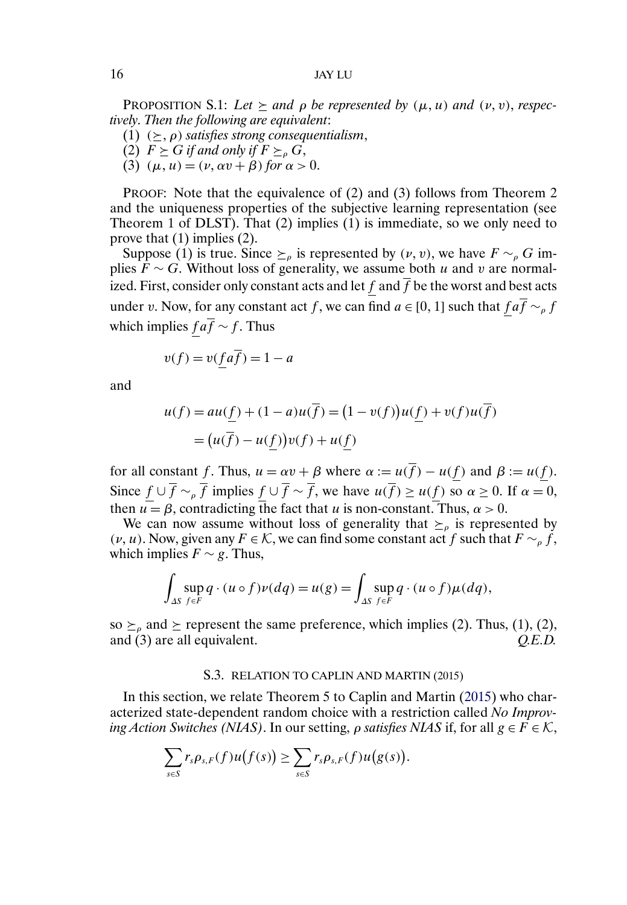PROPOSITION S.1: *Let $\succeq$ and $\rho$ be represented by $(\mu, u)$ and $(\nu, v)$, respectively. Then the following are equivalent*:

(1) $(\succeq, \rho)$ *satisfies strong consequentialism*,

(2) $F \succeq G$ *if and only if* $F \succeq_\rho G$,

(3) $(\mu, u) = (\nu, \alpha v + \beta)$ *for* $\alpha > 0$.

PROOF: Note that the equivalence of (2) and (3) follows from Theorem 2 and the uniqueness properties of the subjective learning representation (see Theorem 1 of DLST). That (2) implies (1) is immediate, so we only need to prove that (1) implies (2).

Suppose (1) is true. Since $\succeq_\rho$ is represented by $(\nu, v)$, we have $F \sim_\rho G$ implies $F \sim G$. Without loss of generality, we assume both $u$ and $v$ are normalized. First, consider only constant acts and let $\underline{f}$ and $\overline{f}$ be the worst and best acts under $v$. Now, for any constant act $f$, we can find $a \in [0, 1]$ such that $\underline{f} a \overline{f} \sim_\rho f$ which implies $\underline{f} a \overline{f} \sim f$. Thus

$$v(f) = v(\underline{f} a \overline{f}) = 1 - a$$

and

$$\begin{aligned} u(f) &= a u(\underline{f}) + (1-a) u(\overline{f}) = \big(1 - v(f)\big) u(\underline{f}) + v(f) u(\overline{f}) \\ &= \big(u(\overline{f}) - u(\underline{f})\big) v(f) + u(\underline{f}) \end{aligned}$$

for all constant $f$. Thus, $u = \alpha v + \beta$ where $\alpha := u(\overline{f}) - u(\underline{f})$ and $\beta := u(\underline{f})$. Since $\underline{f} \cup \overline{f} \sim_\rho \overline{f}$ implies $\underline{f} \cup \overline{f} \sim \overline{f}$, we have $u(\overline{f}) \geq u(\underline{f})$ so $\alpha \geq 0$. If $\alpha = 0$, then $u = \beta$, contradicting the fact that $u$ is non-constant. Thus, $\alpha > 0$.

We can now assume without loss of generality that $\succeq_\rho$ is represented by $(\nu, u)$. Now, given any $F \in \mathcal{K}$, we can find some constant act $f$ such that $F \sim_\rho f$, which implies $F \sim g$. Thus,

$$\int_{\Delta S} \sup_{f \in F} q \cdot (u \circ f) \nu(dq) = u(g) = \int_{\Delta S} \sup_{f \in F} q \cdot (u \circ f) \mu(dq),$$

so $\succeq_\rho$ and $\succeq$ represent the same preference, which implies (2). Thus, (1), (2), and (3) are all equivalent. *Q.E.D.*

## S.3. RELATION TO CAPLIN AND MARTIN (2015)

In this section, we relate Theorem 5 to Caplin and Martin (2015) who characterized state-dependent random choice with a restriction called *No Improving Action Switches (NIAS)*. In our setting, *$\rho$ satisfies NIAS* if, for all $g \in F \in \mathcal{K}$,

$$\sum_{s \in S} r_s \rho_{s,F}(f) u\big(f(s)\big) \geq \sum_{s \in S} r_s \rho_{s,F}(f) u\big(g(s)\big).$$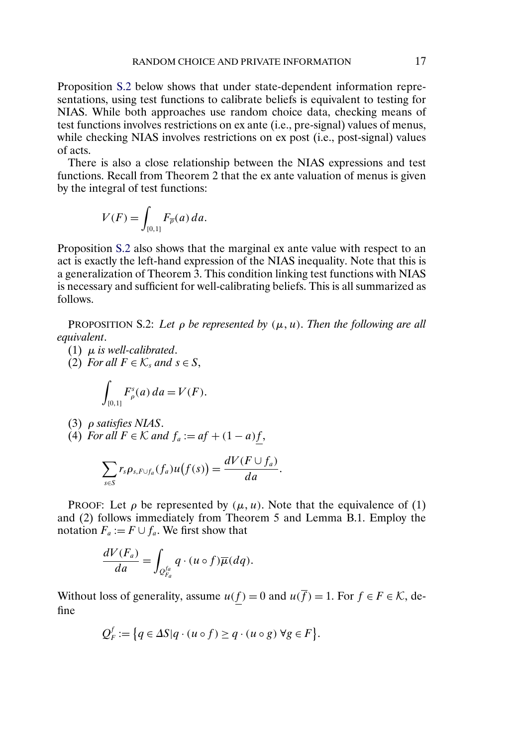Proposition S.2 below shows that under state-dependent information representations, using test functions to calibrate beliefs is equivalent to testing for NIAS. While both approaches use random choice data, checking means of test functions involves restrictions on ex ante (i.e., pre-signal) values of menus, while checking NIAS involves restrictions on ex post (i.e., post-signal) values of acts.

There is also a close relationship between the NIAS expressions and test functions. Recall from Theorem 2 that the ex ante valuation of menus is given by the integral of test functions:

$$V(F) = \int_{[0,1]} F_{\overline{\rho}}(a)\, da.$$

Proposition S.2 also shows that the marginal ex ante value with respect to an act is exactly the left-hand expression of the NIAS inequality. Note that this is a generalization of Theorem 3. This condition linking test functions with NIAS is necessary and sufficient for well-calibrating beliefs. This is all summarized as follows.

PROPOSITION S.2: *Let $\rho$ be represented by $(\mu, u)$. Then the following are all equivalent.*

(1) *$\mu$ is well-calibrated.*

(2) *For all $F \in \mathcal{K}_s$ and $s \in S$,*

$$\int_{[0,1]} F^s_\rho(a)\, da = V(F).$$

(3) *$\rho$ satisfies NIAS.*

(4) *For all $F \in \mathcal{K}$ and $f_a := af + (1-a)\underline{f}$,*

$$\sum_{s\in S} r_s \rho_{s,F\cup f_a}(f_a) u\big(f(s)\big) = \frac{dV(F \cup f_a)}{da}.$$

PROOF: Let $\rho$ be represented by $(\mu, u)$. Note that the equivalence of (1) and (2) follows immediately from Theorem 5 and Lemma B.1. Employ the notation $F_a := F \cup f_a$. We first show that

$$\frac{dV(F_a)}{da} = \int_{Q^{f_a}_{F_a}} q \cdot (u \circ f)\overline{\mu}(dq).$$

Without loss of generality, assume $u(\underline{f}) = 0$ and $u(\overline{f}) = 1$. For $f \in F \in \mathcal{K}$, define

$$Q^f_F := \big\{ q \in \Delta S \,|\, q \cdot (u \circ f) \geq q \cdot (u \circ g)\ \forall g \in F \big\}.$$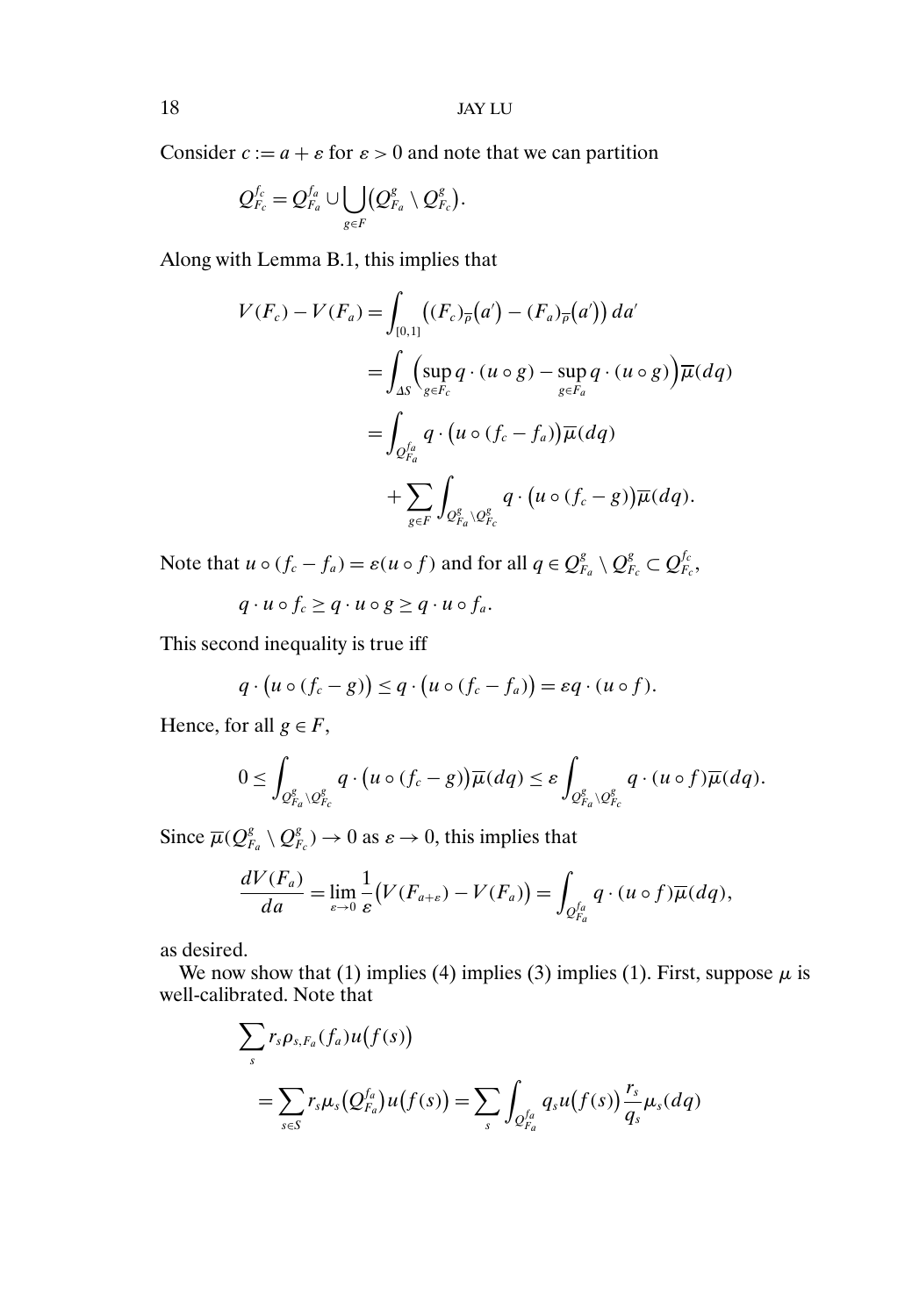Consider $c := a + \varepsilon$ for $\varepsilon > 0$ and note that we can partition

$$Q_{F_c}^{f_c} = Q_{F_a}^{f_a} \cup \bigcup_{g \in F} \big( Q_{F_a}^{g} \setminus Q_{F_c}^{g} \big).$$

Along with Lemma B.1, this implies that

$$\begin{aligned} V(F_c) - V(F_a) &= \int_{[0,1]} \big( (F_c)_{\overline{p}}(a') - (F_a)_{\overline{p}}(a') \big) \, da' \\ &= \int_{\Delta S} \Big( \sup_{g \in F_c} q \cdot (u \circ g) - \sup_{g \in F_a} q \cdot (u \circ g) \Big) \overline{\mu}(dq) \\ &= \int_{Q_{F_a}^{f_a}} q \cdot \big( u \circ (f_c - f_a) \big) \overline{\mu}(dq) \\ &\quad + \sum_{g \in F} \int_{Q_{F_a}^{g} \setminus Q_{F_c}^{g}} q \cdot \big( u \circ (f_c - g) \big) \overline{\mu}(dq). \end{aligned}$$

Note that $u \circ (f_c - f_a) = \varepsilon (u \circ f)$ and for all $q \in Q_{F_a}^{g} \setminus Q_{F_c}^{g} \subset Q_{F_c}^{f_c}$,

$$q \cdot u \circ f_c \geq q \cdot u \circ g \geq q \cdot u \circ f_a.$$

This second inequality is true iff

$$q \cdot \big( u \circ (f_c - g) \big) \leq q \cdot \big( u \circ (f_c - f_a) \big) = \varepsilon q \cdot (u \circ f).$$

Hence, for all $g \in F$,

$$0 \leq \int_{Q_{F_a}^{g} \setminus Q_{F_c}^{g}} q \cdot \big( u \circ (f_c - g) \big) \overline{\mu}(dq) \leq \varepsilon \int_{Q_{F_a}^{g} \setminus Q_{F_c}^{g}} q \cdot (u \circ f) \overline{\mu}(dq).$$

Since $\overline{\mu}(Q_{F_a}^{g} \setminus Q_{F_c}^{g}) \to 0$ as $\varepsilon \to 0$, this implies that

$$\frac{dV(F_a)}{da} = \lim_{\varepsilon \to 0} \frac{1}{\varepsilon} \big( V(F_{a+\varepsilon}) - V(F_a) \big) = \int_{Q_{F_a}^{f_a}} q \cdot (u \circ f) \overline{\mu}(dq),$$

as desired.

We now show that (1) implies (4) implies (3) implies (1). First, suppose $\mu$ is well-calibrated. Note that

$$\begin{aligned} &\sum_s r_s \rho_{s,F_a}(f_a) u\big(f(s)\big) \\ &\quad = \sum_{s \in S} r_s \mu_s\big(Q_{F_a}^{f_a}\big) u\big(f(s)\big) = \sum_s \int_{Q_{F_a}^{f_a}} q_s u\big(f(s)\big) \frac{r_s}{q_s} \mu_s(dq) \end{aligned}$$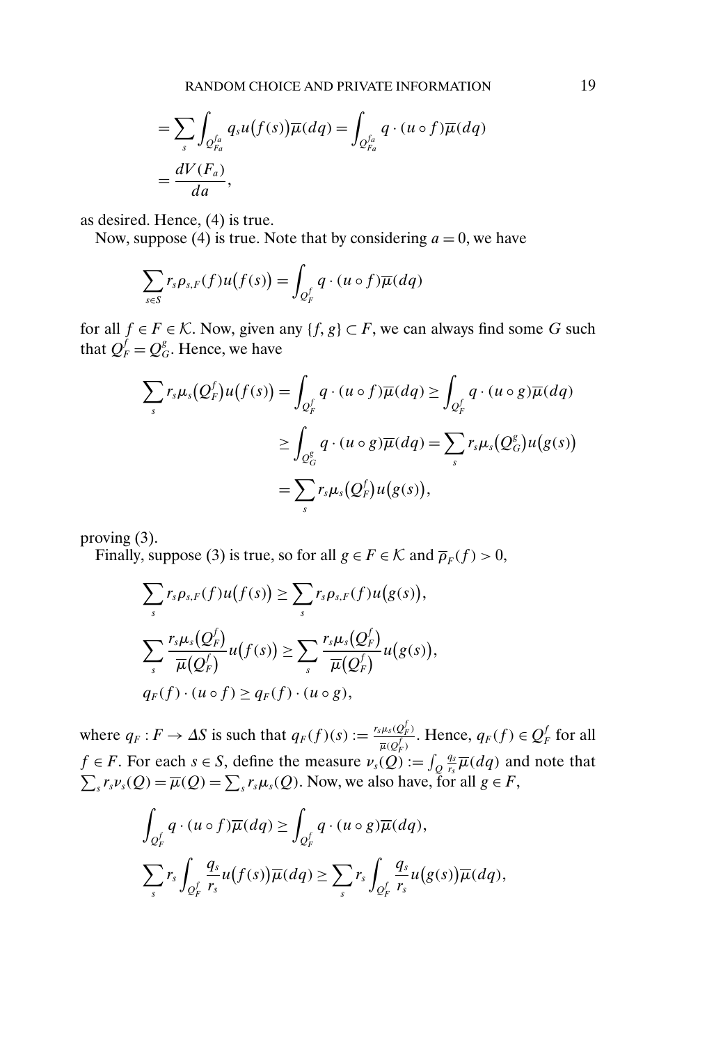$$= \sum_s \int_{Q_{F_a}^{f_a}} q_s u\big(f(s)\big)\overline{\mu}(dq) = \int_{Q_{F_a}^{f_a}} q \cdot (u \circ f)\overline{\mu}(dq)$$

$$= \frac{dV(F_a)}{da},$$

as desired. Hence, (4) is true.

Now, suppose (4) is true. Note that by considering $a = 0$, we have

$$\sum_{s \in S} r_s \rho_{s,F}(f) u\big(f(s)\big) = \int_{Q_F^f} q \cdot (u \circ f)\overline{\mu}(dq)$$

for all $f \in F \in \mathcal{K}$. Now, given any $\{f, g\} \subset F$, we can always find some $G$ such that $Q_F^f = Q_G^g$. Hence, we have

$$\sum_s r_s \mu_s\big(Q_F^f\big) u\big(f(s)\big) = \int_{Q_F^f} q \cdot (u \circ f)\overline{\mu}(dq) \geq \int_{Q_F^f} q \cdot (u \circ g)\overline{\mu}(dq)$$

$$\geq \int_{Q_G^g} q \cdot (u \circ g)\overline{\mu}(dq) = \sum_s r_s \mu_s\big(Q_G^g\big) u\big(g(s)\big)$$

$$= \sum_s r_s \mu_s\big(Q_F^f\big) u\big(g(s)\big),$$

proving (3).

Finally, suppose (3) is true, so for all $g \in F \in \mathcal{K}$ and $\overline{\rho}_F(f) > 0$,

$$\sum_s r_s \rho_{s,F}(f) u\big(f(s)\big) \geq \sum_s r_s \rho_{s,F}(f) u\big(g(s)\big),$$

$$\sum_s \frac{r_s \mu_s\big(Q_F^f\big)}{\overline{\mu}\big(Q_F^f\big)} u\big(f(s)\big) \geq \sum_s \frac{r_s \mu_s\big(Q_F^f\big)}{\overline{\mu}\big(Q_F^f\big)} u\big(g(s)\big),$$

$$q_F(f) \cdot (u \circ f) \geq q_F(f) \cdot (u \circ g),$$

where $q_F : F \to \Delta S$ is such that $q_F(f)(s) := \frac{r_s \mu_s(Q_F^f)}{\overline{\mu}(Q_F^f)}$. Hence, $q_F(f) \in Q_F^f$ for all $f \in F$. For each $s \in S$, define the measure $\nu_s(Q) := \int_Q \frac{q_s}{r_s}\overline{\mu}(dq)$ and note that $\sum_s r_s \nu_s(Q) = \overline{\mu}(Q) = \sum_s r_s \mu_s(Q)$. Now, we also have, for all $g \in F$,

$$\int_{Q_F^f} q \cdot (u \circ f)\overline{\mu}(dq) \geq \int_{Q_F^f} q \cdot (u \circ g)\overline{\mu}(dq),$$

$$\sum_s r_s \int_{Q_F^f} \frac{q_s}{r_s} u\big(f(s)\big)\overline{\mu}(dq) \geq \sum_s r_s \int_{Q_F^f} \frac{q_s}{r_s} u\big(g(s)\big)\overline{\mu}(dq),$$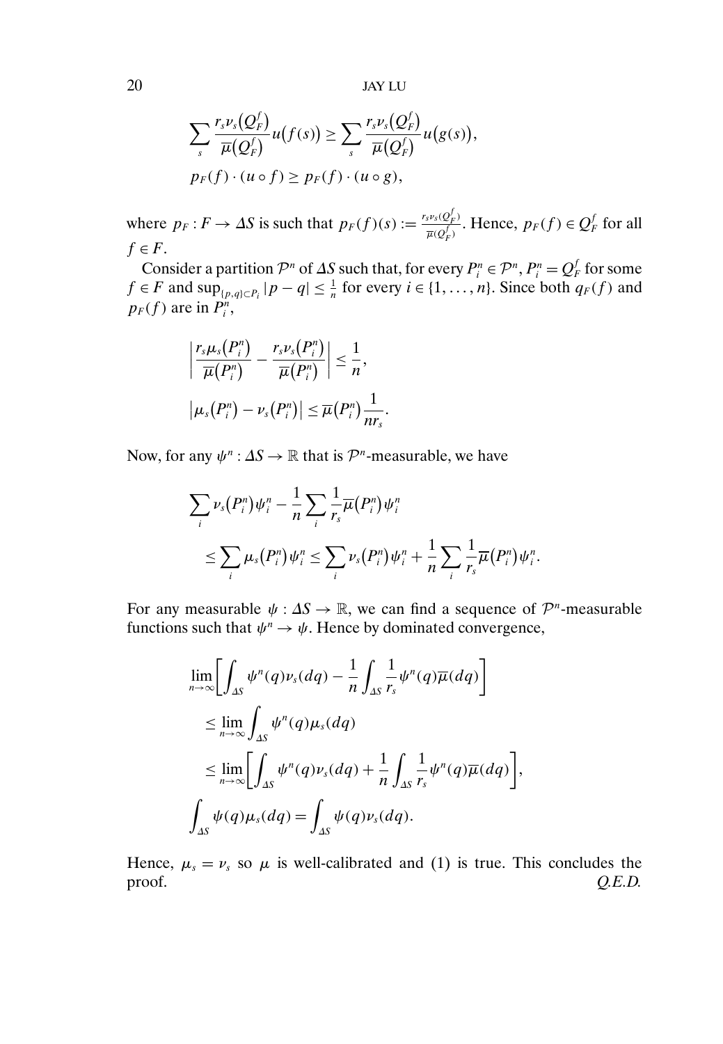$$\sum_s \frac{r_s \nu_s(Q_F^f)}{\overline{\mu}(Q_F^f)} u(f(s)) \geq \sum_s \frac{r_s \nu_s(Q_F^f)}{\overline{\mu}(Q_F^f)} u(g(s)),$$

$$p_F(f) \cdot (u \circ f) \geq p_F(f) \cdot (u \circ g),$$

where $p_F : F \to \Delta S$ is such that $p_F(f)(s) := \frac{r_s \nu_s(Q_F^f)}{\overline{\mu}(Q_F^f)}$. Hence, $p_F(f) \in Q_F^f$ for all $f \in F$.

Consider a partition $\mathcal{P}^n$ of $\Delta S$ such that, for every $P_i^n \in \mathcal{P}^n$, $P_i^n = Q_F^f$ for some $f \in F$ and $\sup_{\{p,q\} \subset P_i} |p - q| \leq \frac{1}{n}$ for every $i \in \{1, \dots, n\}$. Since both $q_F(f)$ and $p_F(f)$ are in $P_i^n$,

$$\left| \frac{r_s \mu_s(P_i^n)}{\overline{\mu}(P_i^n)} - \frac{r_s \nu_s(P_i^n)}{\overline{\mu}(P_i^n)} \right| \leq \frac{1}{n},$$

$$\left| \mu_s(P_i^n) - \nu_s(P_i^n) \right| \leq \overline{\mu}(P_i^n) \frac{1}{n r_s}.$$

Now, for any $\psi^n : \Delta S \to \mathbb{R}$ that is $\mathcal{P}^n$-measurable, we have

$$\sum_i \nu_s(P_i^n) \psi_i^n - \frac{1}{n} \sum_i \frac{1}{r_s} \overline{\mu}(P_i^n) \psi_i^n$$
$$\leq \sum_i \mu_s(P_i^n) \psi_i^n \leq \sum_i \nu_s(P_i^n) \psi_i^n + \frac{1}{n} \sum_i \frac{1}{r_s} \overline{\mu}(P_i^n) \psi_i^n.$$

For any measurable $\psi : \Delta S \to \mathbb{R}$, we can find a sequence of $\mathcal{P}^n$-measurable functions such that $\psi^n \to \psi$. Hence by dominated convergence,

$$\lim_{n \to \infty} \left[ \int_{\Delta S} \psi^n(q) \nu_s(dq) - \frac{1}{n} \int_{\Delta S} \frac{1}{r_s} \psi^n(q) \overline{\mu}(dq) \right]$$
$$\leq \lim_{n \to \infty} \int_{\Delta S} \psi^n(q) \mu_s(dq)$$
$$\leq \lim_{n \to \infty} \left[ \int_{\Delta S} \psi^n(q) \nu_s(dq) + \frac{1}{n} \int_{\Delta S} \frac{1}{r_s} \psi^n(q) \overline{\mu}(dq) \right],$$
$$\int_{\Delta S} \psi(q) \mu_s(dq) = \int_{\Delta S} \psi(q) \nu_s(dq).$$

Hence, $\mu_s = \nu_s$ so $\mu$ is well-calibrated and (1) is true. This concludes the proof. *Q.E.D.*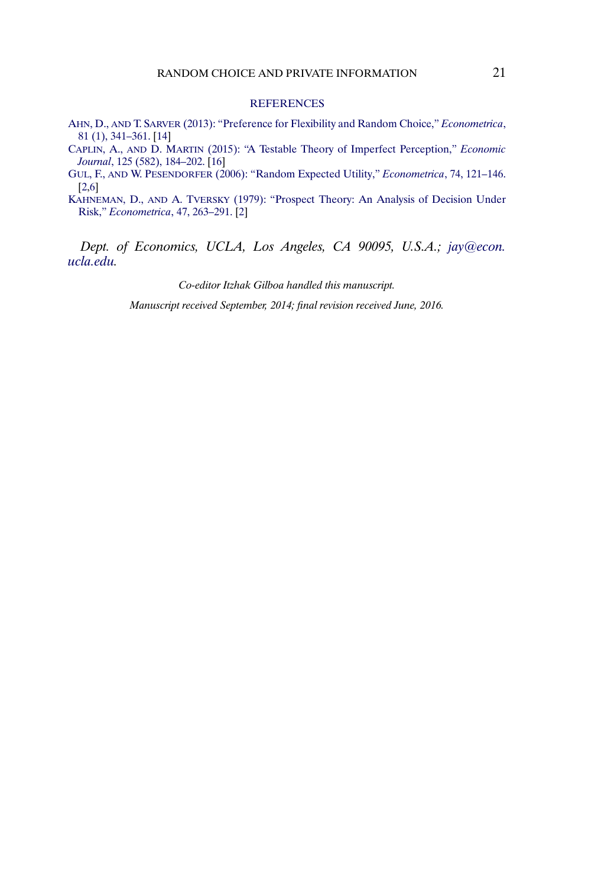## REFERENCES

AHN, D., AND T. SARVER (2013): "Preference for Flexibility and Random Choice," *Econometrica*, 81 (1), 341–361. [14]

CAPLIN, A., AND D. MARTIN (2015): "A Testable Theory of Imperfect Perception," *Economic Journal*, 125 (582), 184–202. [16]

GUL, F., AND W. PESENDORFER (2006): "Random Expected Utility," *Econometrica*, 74, 121–146. [2,6]

KAHNEMAN, D., AND A. TVERSKY (1979): "Prospect Theory: An Analysis of Decision Under Risk," *Econometrica*, 47, 263–291. [2]

*Dept. of Economics, UCLA, Los Angeles, CA 90095, U.S.A.; jay@econ.ucla.edu.*

*Co-editor Itzhak Gilboa handled this manuscript.*

*Manuscript received September, 2014; final revision received June, 2016.*